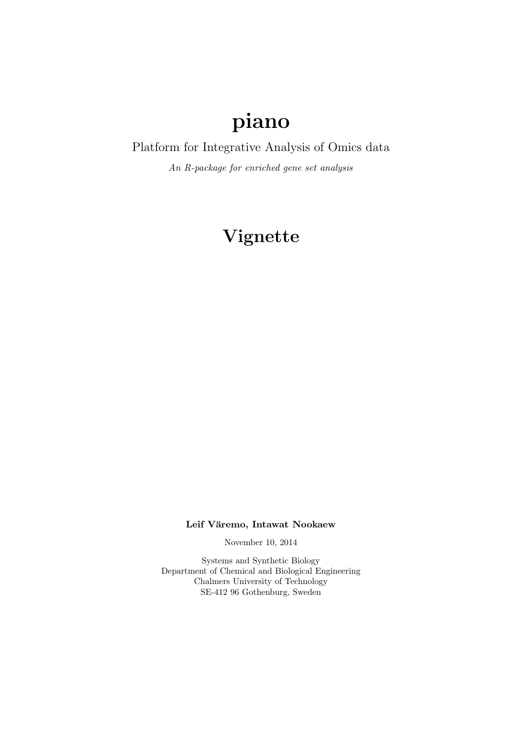# piano

Platform for Integrative Analysis of Omics data

*An R-package for enriched gene set analysis*

# Vignette

**Leif Väremo, Intawat Nookaew**

November 10, 2014

Systems and Synthetic Biology
Department of Chemical and Biological Engineering
Chalmers University of Technology
SE-412 96 Gothenburg, Sweden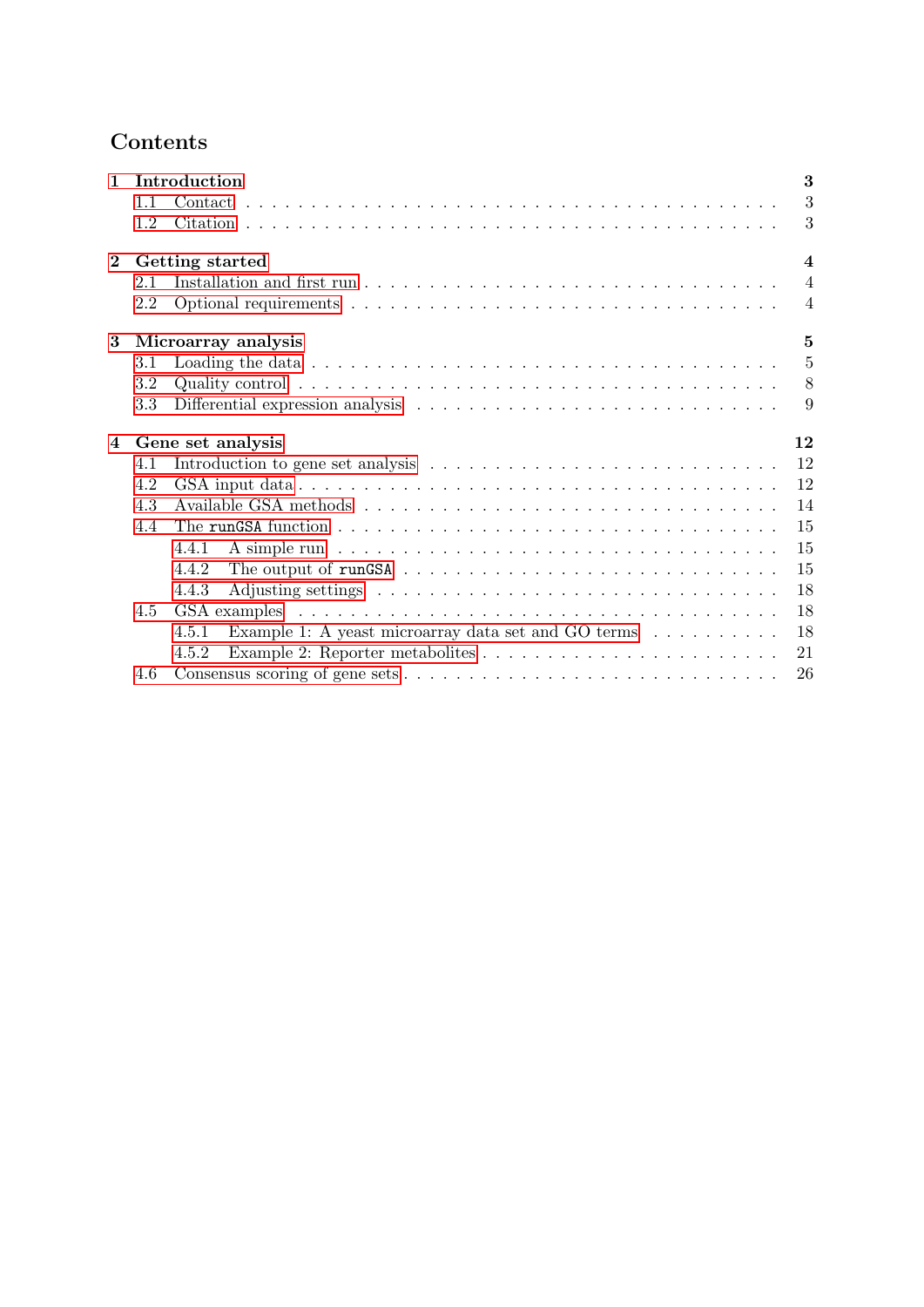# Contents

**1 Introduction** **3**
- 1.1 Contact . . . 3
- 1.2 Citation . . . 3

**2 Getting started** **4**
- 2.1 Installation and first run . . . 4
- 2.2 Optional requirements . . . 4

**3 Microarray analysis** **5**
- 3.1 Loading the data . . . 5
- 3.2 Quality control . . . 8
- 3.3 Differential expression analysis . . . 9

**4 Gene set analysis** **12**
- 4.1 Introduction to gene set analysis . . . 12
- 4.2 GSA input data . . . 12
- 4.3 Available GSA methods . . . 14
- 4.4 The `runGSA` function . . . 15
  - 4.4.1 A simple run . . . 15
  - 4.4.2 The output of `runGSA` . . . 15
  - 4.4.3 Adjusting settings . . . 18
- 4.5 GSA examples . . . 18
  - 4.5.1 Example 1: A yeast microarray data set and GO terms . . . 18
  - 4.5.2 Example 2: Reporter metabolites . . . 21
- 4.6 Consensus scoring of gene sets . . . 26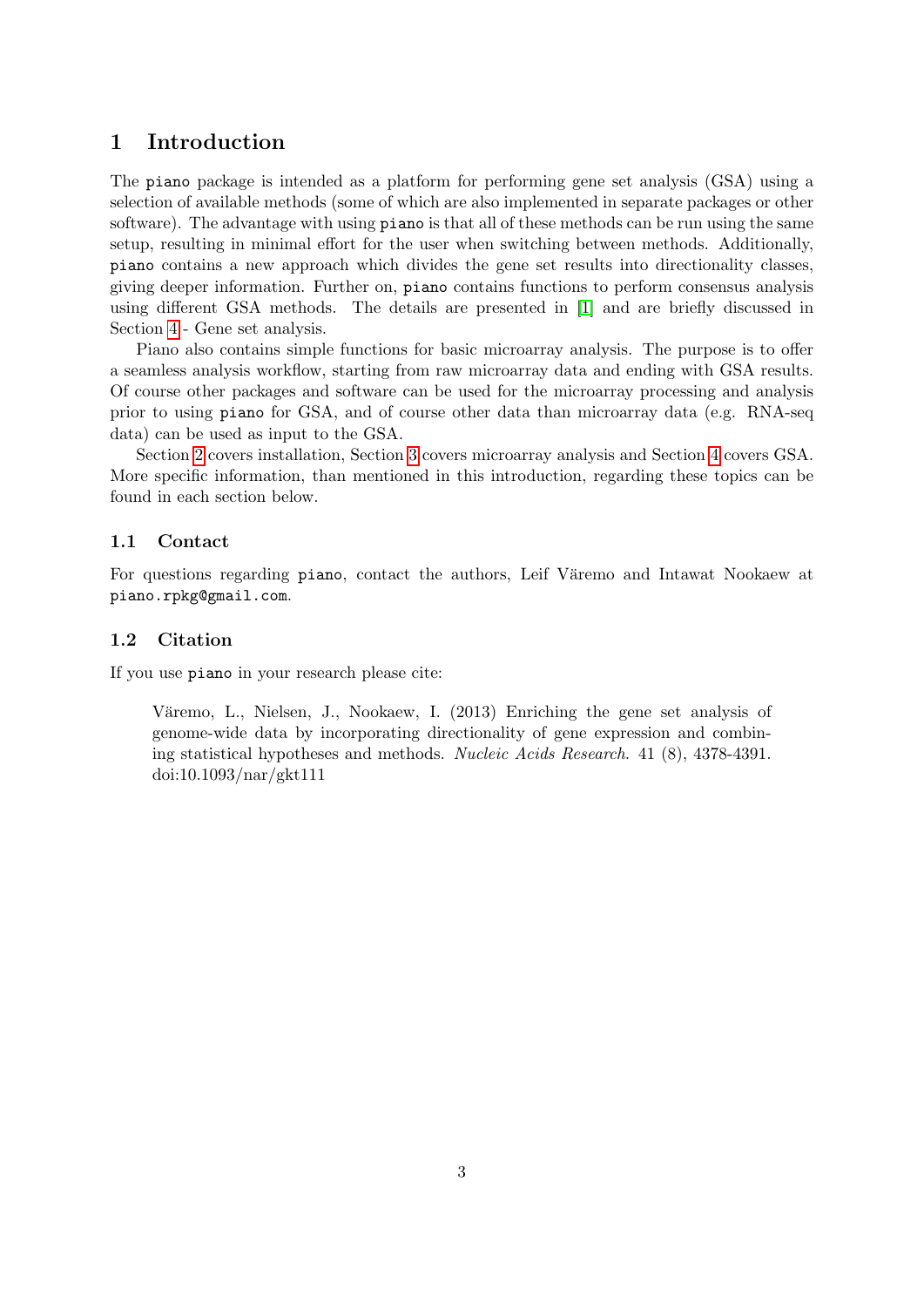# 1 Introduction

The `piano` package is intended as a platform for performing gene set analysis (GSA) using a selection of available methods (some of which are also implemented in separate packages or other software). The advantage with using `piano` is that all of these methods can be run using the same setup, resulting in minimal effort for the user when switching between methods. Additionally, `piano` contains a new approach which divides the gene set results into directionality classes, giving deeper information. Further on, `piano` contains functions to perform consensus analysis using different GSA methods. The details are presented in [1] and are briefly discussed in Section 4 - Gene set analysis.

Piano also contains simple functions for basic microarray analysis. The purpose is to offer a seamless analysis workflow, starting from raw microarray data and ending with GSA results. Of course other packages and software can be used for the microarray processing and analysis prior to using `piano` for GSA, and of course other data than microarray data (e.g. RNA-seq data) can be used as input to the GSA.

Section 2 covers installation, Section 3 covers microarray analysis and Section 4 covers GSA. More specific information, than mentioned in this introduction, regarding these topics can be found in each section below.

## 1.1 Contact

For questions regarding `piano`, contact the authors, Leif Väremo and Intawat Nookaew at `piano.rpkg@gmail.com`.

## 1.2 Citation

If you use `piano` in your research please cite:

> Väremo, L., Nielsen, J., Nookaew, I. (2013) Enriching the gene set analysis of genome-wide data by incorporating directionality of gene expression and combining statistical hypotheses and methods. *Nucleic Acids Research*. 41 (8), 4378-4391. doi:10.1093/nar/gkt111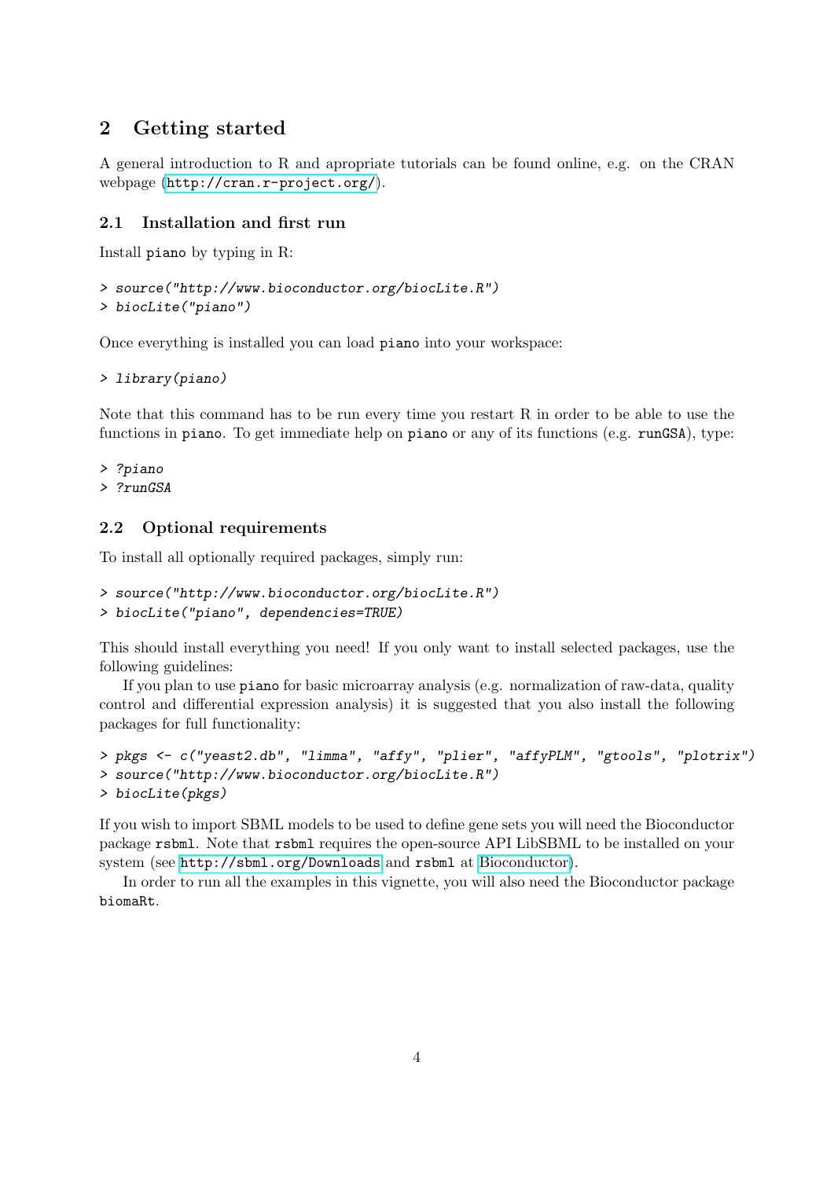## 2 Getting started

A general introduction to R and apropriate tutorials can be found online, e.g. on the CRAN webpage (http://cran.r-project.org/).

### 2.1 Installation and first run

Install piano by typing in R:

```
> source("http://www.bioconductor.org/biocLite.R")
> biocLite("piano")
```

Once everything is installed you can load piano into your workspace:

```
> library(piano)
```

Note that this command has to be run every time you restart R in order to be able to use the functions in piano. To get immediate help on piano or any of its functions (e.g. runGSA), type:

```
> ?piano
> ?runGSA
```

### 2.2 Optional requirements

To install all optionally required packages, simply run:

```
> source("http://www.bioconductor.org/biocLite.R")
> biocLite("piano", dependencies=TRUE)
```

This should install everything you need! If you only want to install selected packages, use the following guidelines:

If you plan to use piano for basic microarray analysis (e.g. normalization of raw-data, quality control and differential expression analysis) it is suggested that you also install the following packages for full functionality:

```
> pkgs <- c("yeast2.db", "limma", "affy", "plier", "affyPLM", "gtools", "plotrix")
> source("http://www.bioconductor.org/biocLite.R")
> biocLite(pkgs)
```

If you wish to import SBML models to be used to define gene sets you will need the Bioconductor package rsbml. Note that rsbml requires the open-source API LibSBML to be installed on your system (see http://sbml.org/Downloads and rsbml at Bioconductor).

In order to run all the examples in this vignette, you will also need the Bioconductor package biomaRt.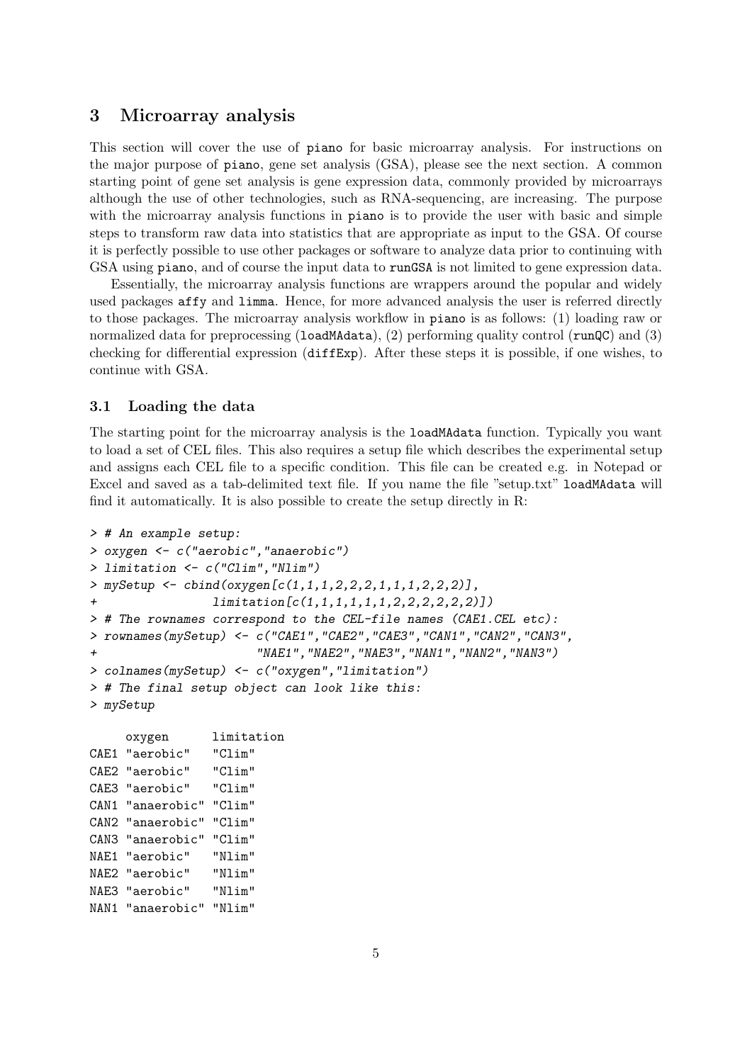## 3 Microarray analysis

This section will cover the use of piano for basic microarray analysis. For instructions on the major purpose of piano, gene set analysis (GSA), please see the next section. A common starting point of gene set analysis is gene expression data, commonly provided by microarrays although the use of other technologies, such as RNA-sequencing, are increasing. The purpose with the microarray analysis functions in piano is to provide the user with basic and simple steps to transform raw data into statistics that are appropriate as input to the GSA. Of course it is perfectly possible to use other packages or software to analyze data prior to continuing with GSA using piano, and of course the input data to runGSA is not limited to gene expression data.

Essentially, the microarray analysis functions are wrappers around the popular and widely used packages affy and limma. Hence, for more advanced analysis the user is referred directly to those packages. The microarray analysis workflow in piano is as follows: (1) loading raw or normalized data for preprocessing (loadMAdata), (2) performing quality control (runQC) and (3) checking for differential expression (diffExp). After these steps it is possible, if one wishes, to continue with GSA.

### 3.1 Loading the data

The starting point for the microarray analysis is the loadMAdata function. Typically you want to load a set of CEL files. This also requires a setup file which describes the experimental setup and assigns each CEL file to a specific condition. This file can be created e.g. in Notepad or Excel and saved as a tab-delimited text file. If you name the file "setup.txt" loadMAdata will find it automatically. It is also possible to create the setup directly in R:

```
> # An example setup:
> oxygen <- c("aerobic","anaerobic")
> limitation <- c("Clim","Nlim")
> mySetup <- cbind(oxygen[c(1,1,1,2,2,2,1,1,1,2,2,2)],
+                  limitation[c(1,1,1,1,1,1,2,2,2,2,2,2)])
> # The rownames correspond to the CEL-file names (CAE1.CEL etc):
> rownames(mySetup) <- c("CAE1","CAE2","CAE3","CAN1","CAN2","CAN3",
+                        "NAE1","NAE2","NAE3","NAN1","NAN2","NAN3")
> colnames(mySetup) <- c("oxygen","limitation")
> # The final setup object can look like this:
> mySetup
```

```
     oxygen      limitation
CAE1 "aerobic"   "Clim"
CAE2 "aerobic"   "Clim"
CAE3 "aerobic"   "Clim"
CAN1 "anaerobic" "Clim"
CAN2 "anaerobic" "Clim"
CAN3 "anaerobic" "Clim"
NAE1 "aerobic"   "Nlim"
NAE2 "aerobic"   "Nlim"
NAE3 "aerobic"   "Nlim"
NAN1 "anaerobic" "Nlim"
```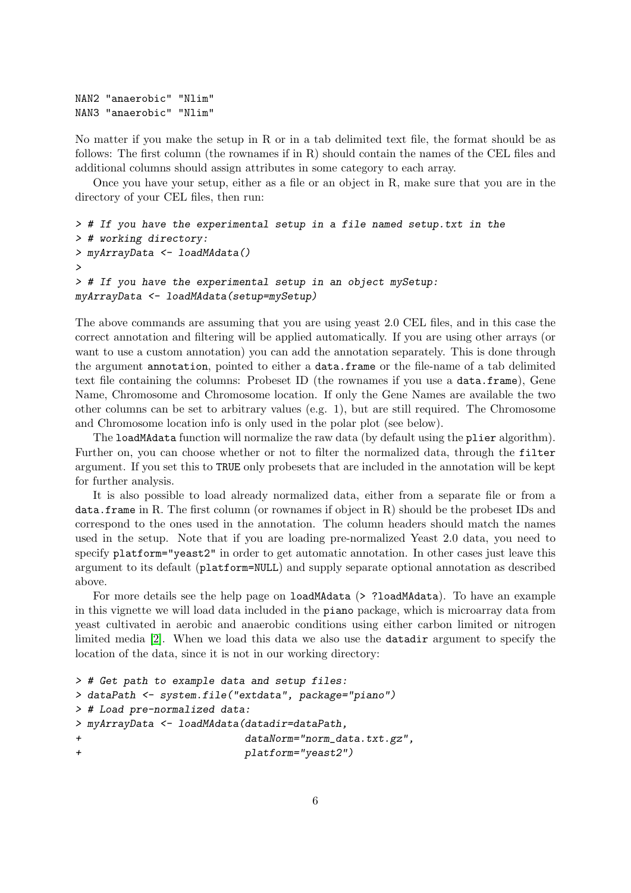```
NAN2 "anaerobic" "Nlim"
NAN3 "anaerobic" "Nlim"
```

No matter if you make the setup in R or in a tab delimited text file, the format should be as follows: The first column (the rownames if in R) should contain the names of the CEL files and additional columns should assign attributes in some category to each array.

Once you have your setup, either as a file or an object in R, make sure that you are in the directory of your CEL files, then run:

```
> # If you have the experimental setup in a file named setup.txt in the
> # working directory:
> myArrayData <- loadMAdata()
>
> # If you have the experimental setup in an object mySetup:
myArrayData <- loadMAdata(setup=mySetup)
```

The above commands are assuming that you are using yeast 2.0 CEL files, and in this case the correct annotation and filtering will be applied automatically. If you are using other arrays (or want to use a custom annotation) you can add the annotation separately. This is done through the argument `annotation`, pointed to either a `data.frame` or the file-name of a tab delimited text file containing the columns: Probeset ID (the rownames if you use a `data.frame`), Gene Name, Chromosome and Chromosome location. If only the Gene Names are available the two other columns can be set to arbitrary values (e.g. 1), but are still required. The Chromosome and Chromosome location info is only used in the polar plot (see below).

The `loadMAdata` function will normalize the raw data (by default using the `plier` algorithm). Further on, you can choose whether or not to filter the normalized data, through the `filter` argument. If you set this to `TRUE` only probesets that are included in the annotation will be kept for further analysis.

It is also possible to load already normalized data, either from a separate file or from a `data.frame` in R. The first column (or rownames if object in R) should be the probeset IDs and correspond to the ones used in the annotation. The column headers should match the names used in the setup. Note that if you are loading pre-normalized Yeast 2.0 data, you need to specify `platform="yeast2"` in order to get automatic annotation. In other cases just leave this argument to its default (`platform=NULL`) and supply separate optional annotation as described above.

For more details see the help page on `loadMAdata` (`> ?loadMAdata`). To have an example in this vignette we will load data included in the `piano` package, which is microarray data from yeast cultivated in aerobic and anaerobic conditions using either carbon limited or nitrogen limited media [2]. When we load this data we also use the `datadir` argument to specify the location of the data, since it is not in our working directory:

```
> # Get path to example data and setup files:
> dataPath <- system.file("extdata", package="piano")
> # Load pre-normalized data:
> myArrayData <- loadMAdata(datadir=dataPath,
+                           dataNorm="norm_data.txt.gz",
+                           platform="yeast2")
```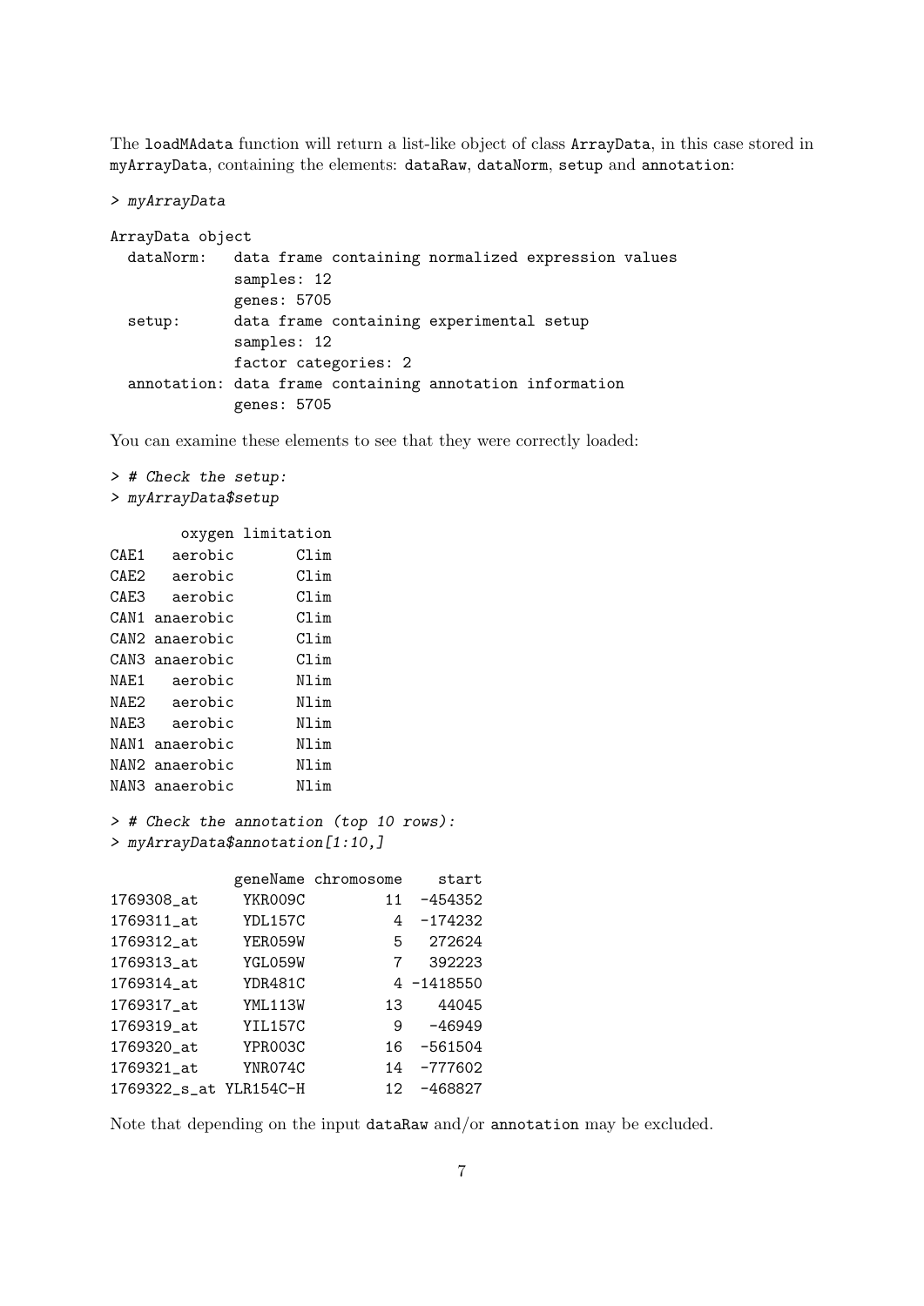The `loadMAdata` function will return a list-like object of class `ArrayData`, in this case stored in `myArrayData`, containing the elements: `dataRaw`, `dataNorm`, `setup` and `annotation`:

```
> myArrayData

ArrayData object
  dataNorm:   data frame containing normalized expression values
              samples: 12
              genes: 5705
  setup:      data frame containing experimental setup
              samples: 12
              factor categories: 2
  annotation: data frame containing annotation information
              genes: 5705
```

You can examine these elements to see that they were correctly loaded:

```
> # Check the setup:
> myArrayData$setup

        oxygen limitation
CAE1   aerobic       Clim
CAE2   aerobic       Clim
CAE3   aerobic       Clim
CAN1 anaerobic       Clim
CAN2 anaerobic       Clim
CAN3 anaerobic       Clim
NAE1   aerobic       Nlim
NAE2   aerobic       Nlim
NAE3   aerobic       Nlim
NAN1 anaerobic       Nlim
NAN2 anaerobic       Nlim
NAN3 anaerobic       Nlim

> # Check the annotation (top 10 rows):
> myArrayData$annotation[1:10,]

              geneName chromosome    start
1769308_at     YKR009C         11  -454352
1769311_at     YDL157C          4  -174232
1769312_at     YER059W          5   272624
1769313_at     YGL059W          7   392223
1769314_at     YDR481C          4 -1418550
1769317_at     YML113W         13    44045
1769319_at     YIL157C          9   -46949
1769320_at     YPR003C         16  -561504
1769321_at     YNR074C         14  -777602
1769322_s_at YLR154C-H         12  -468827
```

Note that depending on the input `dataRaw` and/or `annotation` may be excluded.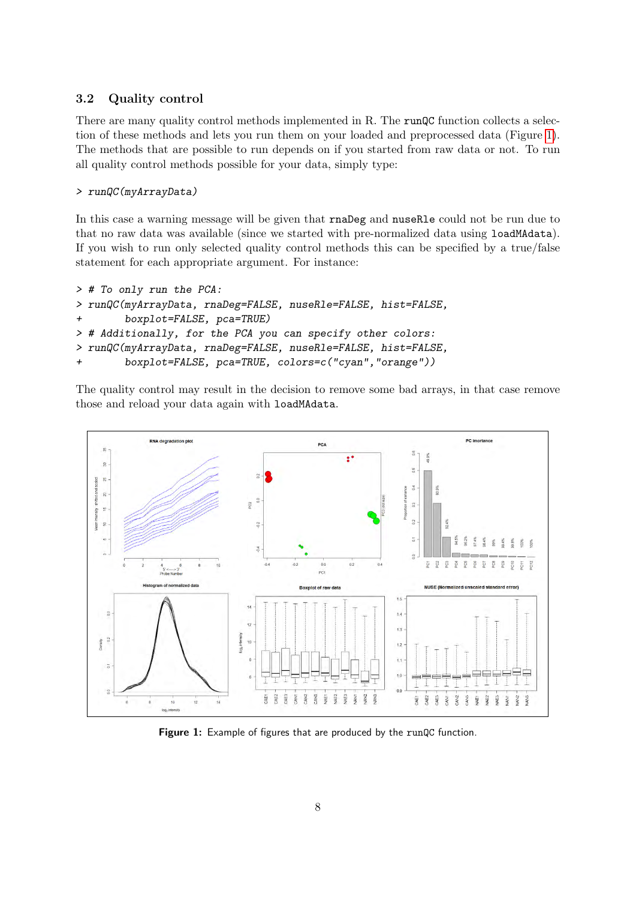### 3.2 Quality control

There are many quality control methods implemented in R. The `runQC` function collects a selection of these methods and lets you run them on your loaded and preprocessed data (Figure 1). The methods that are possible to run depends on if you started from raw data or not. To run all quality control methods possible for your data, simply type:

```
> runQC(myArrayData)
```

In this case a warning message will be given that `rnaDeg` and `nuseRle` could not be run due to that no raw data was available (since we started with pre-normalized data using `loadMAdata`). If you wish to run only selected quality control methods this can be specified by a true/false statement for each appropriate argument. For instance:

```
> # To only run the PCA:
> runQC(myArrayData, rnaDeg=FALSE, nuseRle=FALSE, hist=FALSE,
+        boxplot=FALSE, pca=TRUE)
> # Additionally, for the PCA you can specify other colors:
> runQC(myArrayData, rnaDeg=FALSE, nuseRle=FALSE, hist=FALSE,
+        boxplot=FALSE, pca=TRUE, colors=c("cyan","orange"))
```

The quality control may result in the decision to remove some bad arrays, in that case remove those and reload your data again with `loadMAdata`.

**Figure 1:** Example of figures that are produced by the `runQC` function.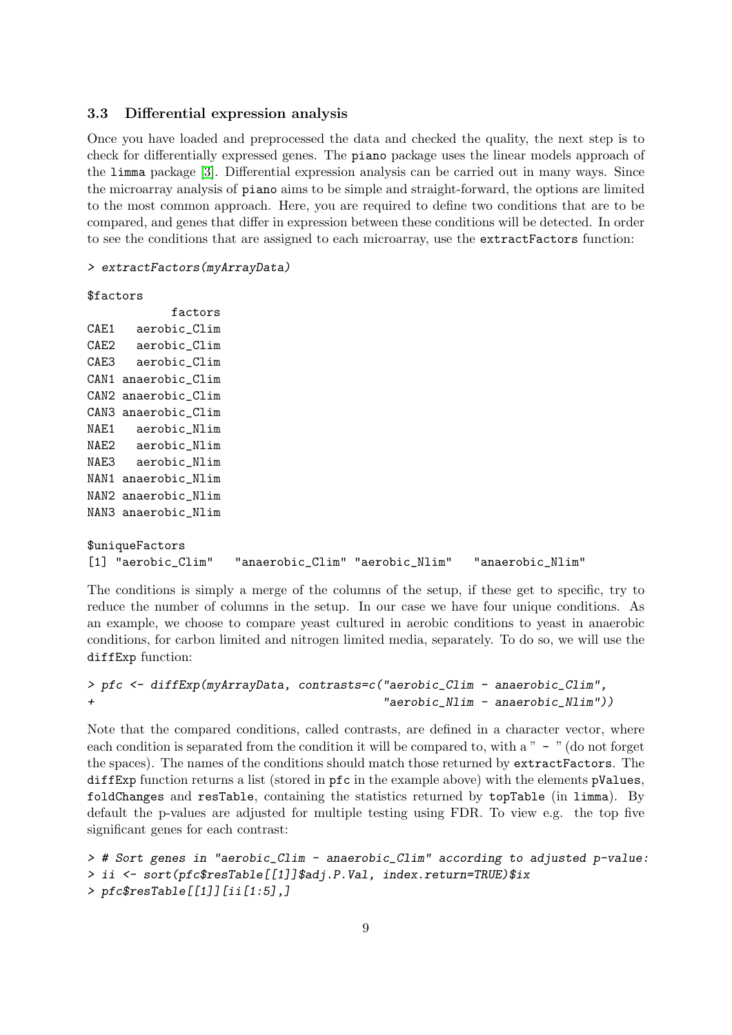### 3.3 Differential expression analysis

Once you have loaded and preprocessed the data and checked the quality, the next step is to check for differentially expressed genes. The `piano` package uses the linear models approach of the `limma` package [3]. Differential expression analysis can be carried out in many ways. Since the microarray analysis of `piano` aims to be simple and straight-forward, the options are limited to the most common approach. Here, you are required to define two conditions that are to be compared, and genes that differ in expression between these conditions will be detected. In order to see the conditions that are assigned to each microarray, use the `extractFactors` function:

```
> extractFactors(myArrayData)

$factors
             factors
CAE1    aerobic_Clim
CAE2    aerobic_Clim
CAE3    aerobic_Clim
CAN1  anaerobic_Clim
CAN2  anaerobic_Clim
CAN3  anaerobic_Clim
NAE1    aerobic_Nlim
NAE2    aerobic_Nlim
NAE3    aerobic_Nlim
NAN1  anaerobic_Nlim
NAN2  anaerobic_Nlim
NAN3  anaerobic_Nlim

$uniqueFactors
[1] "aerobic_Clim"   "anaerobic_Clim" "aerobic_Nlim"   "anaerobic_Nlim"
```

The conditions is simply a merge of the columns of the setup, if these get to specific, try to reduce the number of columns in the setup. In our case we have four unique conditions. As an example, we choose to compare yeast cultured in aerobic conditions to yeast in anaerobic conditions, for carbon limited and nitrogen limited media, separately. To do so, we will use the `diffExp` function:

```
> pfc <- diffExp(myArrayData, contrasts=c("aerobic_Clim - anaerobic_Clim",
+                                         "aerobic_Nlim - anaerobic_Nlim"))
```

Note that the compared conditions, called contrasts, are defined in a character vector, where each condition is separated from the condition it will be compared to, with a " - " (do not forget the spaces). The names of the conditions should match those returned by `extractFactors`. The `diffExp` function returns a list (stored in `pfc` in the example above) with the elements `pValues`, `foldChanges` and `resTable`, containing the statistics returned by `topTable` (in `limma`). By default the p-values are adjusted for multiple testing using FDR. To view e.g. the top five significant genes for each contrast:

```
> # Sort genes in "aerobic_Clim - anaerobic_Clim" according to adjusted p-value:
> ii <- sort(pfc$resTable[[1]]$adj.P.Val, index.return=TRUE)$ix
> pfc$resTable[[1]][ii[1:5],]
```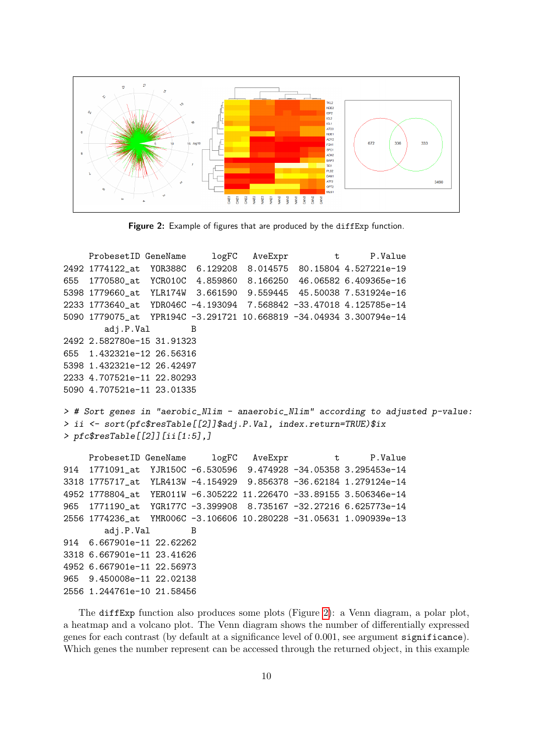672
336
333
3490

TKL2
NDE2
IDP2
ICL2
ICL1
ATO3
NDE1
ADY2
FDH1
SFC1
ADH2
BAP3
TIR1
PUS2
DAN1
ATF2
OPT2
MLS1

CAE3
CAE1
CAE2
NAE2
NAE3
NAE1
NAN2
NAN3
NAN1
CAN3
CAN2
CAN1

5
10
15 -log10

Figure 2: Example of figures that are produced by the diffExp function.

```
     ProbesetID GeneName     logFC   AveExpr         t      P.Value
2492 1774122_at  YOR388C  6.129208  8.014575  80.15804 4.527221e-19
655  1770580_at  YCR010C  4.859860  8.166250  46.06582 6.409365e-16
5398 1779660_at  YLR174W  3.661590  9.559445  45.50038 7.531924e-16
2233 1773640_at  YDR046C -4.193094  7.568842 -33.47018 4.125785e-14
5090 1779075_at  YPR194C -3.291721 10.668819 -34.04934 3.300794e-14
        adj.P.Val        B
2492 2.582780e-15 31.91323
655  1.432321e-12 26.56316
5398 1.432321e-12 26.42497
2233 4.707521e-11 22.80293
5090 4.707521e-11 23.01335
```

```
> # Sort genes in "aerobic_Nlim - anaerobic_Nlim" according to adjusted p-value:
> ii <- sort(pfc$resTable[[2]]$adj.P.Val, index.return=TRUE)$ix
> pfc$resTable[[2]][ii[1:5],]
```

```
     ProbesetID GeneName     logFC   AveExpr         t      P.Value
914  1771091_at  YJR150C -6.530596  9.474928 -34.05358 3.295453e-14
3318 1775717_at  YLR413W -4.154929  9.856378 -36.62184 1.279124e-14
4952 1778804_at  YER011W -6.305222 11.226470 -33.89155 3.506346e-14
965  1771190_at  YGR177C -3.399908  8.735167 -32.27216 6.625773e-14
2556 1774236_at  YMR006C -3.106606 10.280228 -31.05631 1.090939e-13
        adj.P.Val        B
914  6.667901e-11 22.62262
3318 6.667901e-11 23.41626
4952 6.667901e-11 22.56973
965  9.450008e-11 22.02138
2556 1.244761e-10 21.58456
```

The diffExp function also produces some plots (Figure 2): a Venn diagram, a polar plot, a heatmap and a volcano plot. The Venn diagram shows the number of differentially expressed genes for each contrast (by default at a significance level of 0.001, see argument significance). Which genes the number represent can be accessed through the returned object, in this example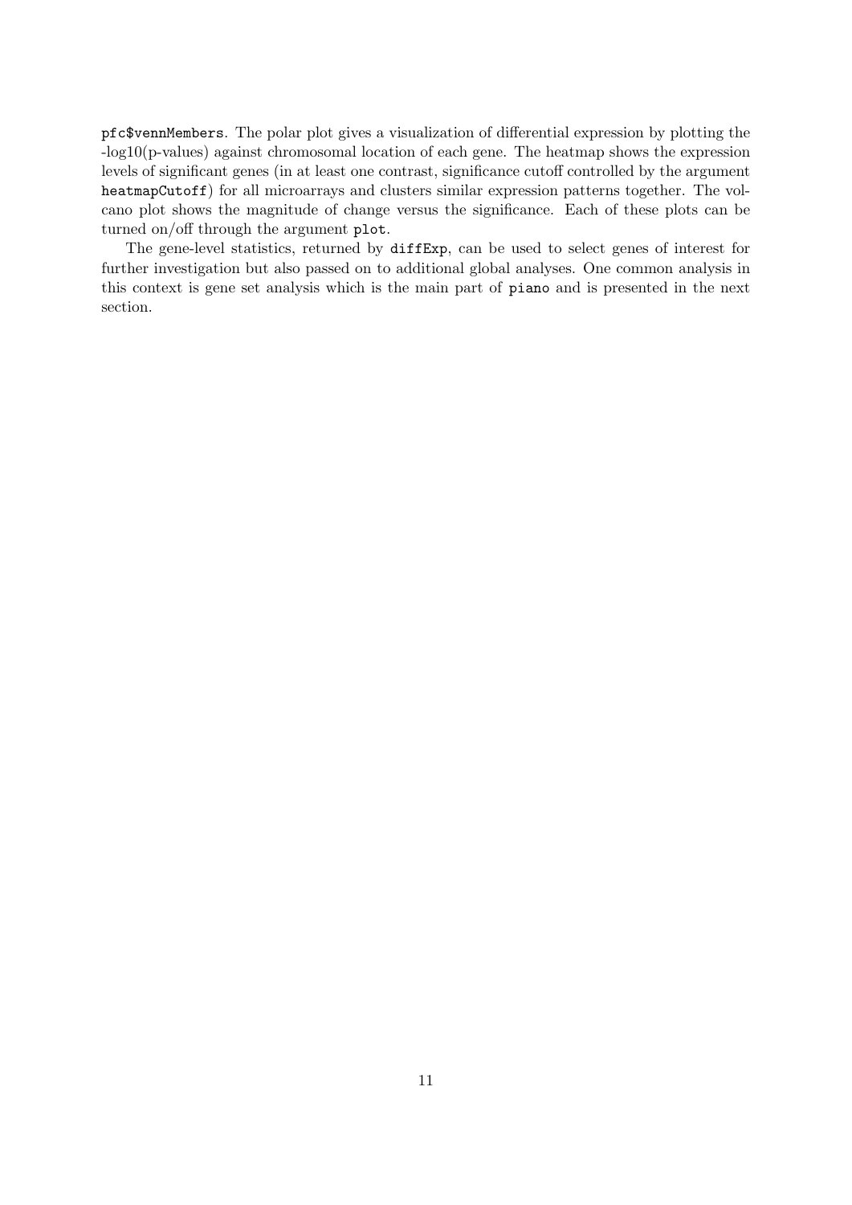`pfc$vennMembers`. The polar plot gives a visualization of differential expression by plotting the -log10(p-values) against chromosomal location of each gene. The heatmap shows the expression levels of significant genes (in at least one contrast, significance cutoff controlled by the argument `heatmapCutoff`) for all microarrays and clusters similar expression patterns together. The volcano plot shows the magnitude of change versus the significance. Each of these plots can be turned on/off through the argument `plot`.

The gene-level statistics, returned by `diffExp`, can be used to select genes of interest for further investigation but also passed on to additional global analyses. One common analysis in this context is gene set analysis which is the main part of `piano` and is presented in the next section.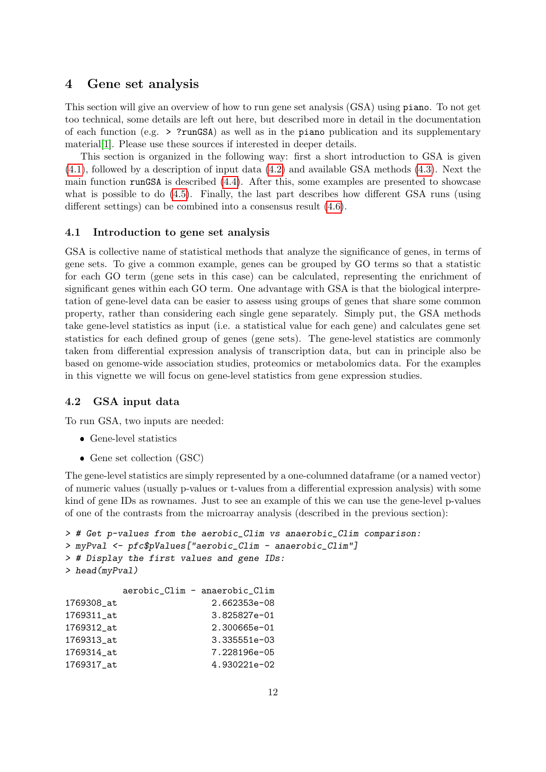## 4 Gene set analysis

This section will give an overview of how to run gene set analysis (GSA) using `piano`. To not get too technical, some details are left out here, but described more in detail in the documentation of each function (e.g. `> ?runGSA`) as well as in the `piano` publication and its supplementary material[1]. Please use these sources if interested in deeper details.

This section is organized in the following way: first a short introduction to GSA is given (4.1), followed by a description of input data (4.2) and available GSA methods (4.3). Next the main function `runGSA` is described (4.4). After this, some examples are presented to showcase what is possible to do (4.5). Finally, the last part describes how different GSA runs (using different settings) can be combined into a consensus result (4.6).

### 4.1 Introduction to gene set analysis

GSA is collective name of statistical methods that analyze the significance of genes, in terms of gene sets. To give a common example, genes can be grouped by GO terms so that a statistic for each GO term (gene sets in this case) can be calculated, representing the enrichment of significant genes within each GO term. One advantage with GSA is that the biological interpretation of gene-level data can be easier to assess using groups of genes that share some common property, rather than considering each single gene separately. Simply put, the GSA methods take gene-level statistics as input (i.e. a statistical value for each gene) and calculates gene set statistics for each defined group of genes (gene sets). The gene-level statistics are commonly taken from differential expression analysis of transcription data, but can in principle also be based on genome-wide association studies, proteomics or metabolomics data. For the examples in this vignette we will focus on gene-level statistics from gene expression studies.

### 4.2 GSA input data

To run GSA, two inputs are needed:

- Gene-level statistics
- Gene set collection (GSC)

The gene-level statistics are simply represented by a one-columned dataframe (or a named vector) of numeric values (usually p-values or t-values from a differential expression analysis) with some kind of gene IDs as rownames. Just to see an example of this we can use the gene-level p-values of one of the contrasts from the microarray analysis (described in the previous section):

```
> # Get p-values from the aerobic_Clim vs anaerobic_Clim comparison:
> myPval <- pfc$pValues["aerobic_Clim - anaerobic_Clim"]
> # Display the first values and gene IDs:
> head(myPval)

           aerobic_Clim - anaerobic_Clim
1769308_at                  2.662353e-08
1769311_at                  3.825827e-01
1769312_at                  2.300665e-01
1769313_at                  3.335551e-03
1769314_at                  7.228196e-05
1769317_at                  4.930221e-02
```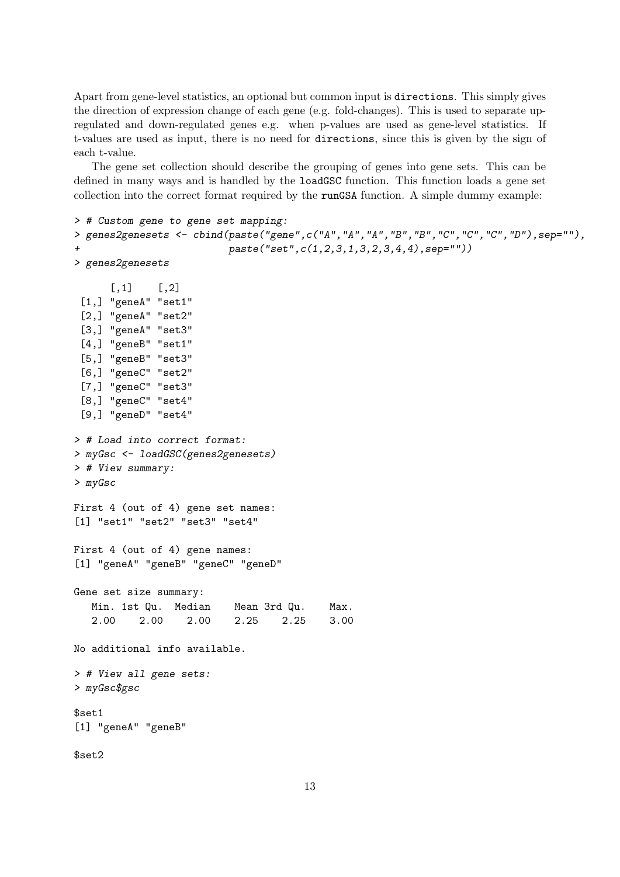Apart from gene-level statistics, an optional but common input is `directions`. This simply gives the direction of expression change of each gene (e.g. fold-changes). This is used to separate up-regulated and down-regulated genes e.g. when p-values are used as gene-level statistics. If t-values are used as input, there is no need for `directions`, since this is given by the sign of each t-value.

The gene set collection should describe the grouping of genes into gene sets. This can be defined in many ways and is handled by the `loadGSC` function. This function loads a gene set collection into the correct format required by the `runGSA` function. A simple dummy example:

```
> # Custom gene to gene set mapping:
> genes2genesets <- cbind(paste("gene",c("A","A","A","B","B","C","C","C","D"),sep=""),
+                         paste("set",c(1,2,3,1,3,2,3,4,4),sep=""))
> genes2genesets

      [,1]    [,2]
 [1,] "geneA" "set1"
 [2,] "geneA" "set2"
 [3,] "geneA" "set3"
 [4,] "geneB" "set1"
 [5,] "geneB" "set3"
 [6,] "geneC" "set2"
 [7,] "geneC" "set3"
 [8,] "geneC" "set4"
 [9,] "geneD" "set4"

> # Load into correct format:
> myGsc <- loadGSC(genes2genesets)
> # View summary:
> myGsc

First 4 (out of 4) gene set names:
[1] "set1" "set2" "set3" "set4"

First 4 (out of 4) gene names:
[1] "geneA" "geneB" "geneC" "geneD"

Gene set size summary:
   Min. 1st Qu.  Median    Mean 3rd Qu.    Max.
   2.00    2.00    2.00    2.25    2.25    3.00

No additional info available.

> # View all gene sets:
> myGsc$gsc

$set1
[1] "geneA" "geneB"

$set2
```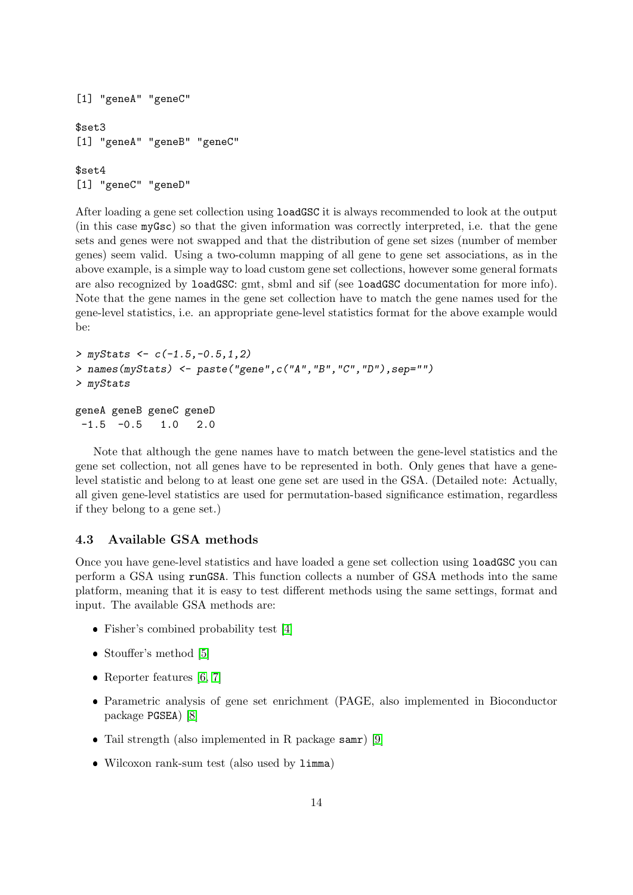```
[1] "geneA" "geneC"

$set3
[1] "geneA" "geneB" "geneC"

$set4
[1] "geneC" "geneD"
```

After loading a gene set collection using loadGSC it is always recommended to look at the output (in this case myGsc) so that the given information was correctly interpreted, i.e. that the gene sets and genes were not swapped and that the distribution of gene set sizes (number of member genes) seem valid. Using a two-column mapping of all gene to gene set associations, as in the above example, is a simple way to load custom gene set collections, however some general formats are also recognized by loadGSC: gmt, sbml and sif (see loadGSC documentation for more info). Note that the gene names in the gene set collection have to match the gene names used for the gene-level statistics, i.e. an appropriate gene-level statistics format for the above example would be:

```
> myStats <- c(-1.5,-0.5,1,2)
> names(myStats) <- paste("gene",c("A","B","C","D"),sep="")
> myStats

geneA geneB geneC geneD
 -1.5  -0.5   1.0   2.0
```

Note that although the gene names have to match between the gene-level statistics and the gene set collection, not all genes have to be represented in both. Only genes that have a gene-level statistic and belong to at least one gene set are used in the GSA. (Detailed note: Actually, all given gene-level statistics are used for permutation-based significance estimation, regardless if they belong to a gene set.)

### 4.3 Available GSA methods

Once you have gene-level statistics and have loaded a gene set collection using loadGSC you can perform a GSA using runGSA. This function collects a number of GSA methods into the same platform, meaning that it is easy to test different methods using the same settings, format and input. The available GSA methods are:

- Fisher's combined probability test [4]
- Stouffer's method [5]
- Reporter features [6, 7]
- Parametric analysis of gene set enrichment (PAGE, also implemented in Bioconductor package PGSEA) [8]
- Tail strength (also implemented in R package samr) [9]
- Wilcoxon rank-sum test (also used by limma)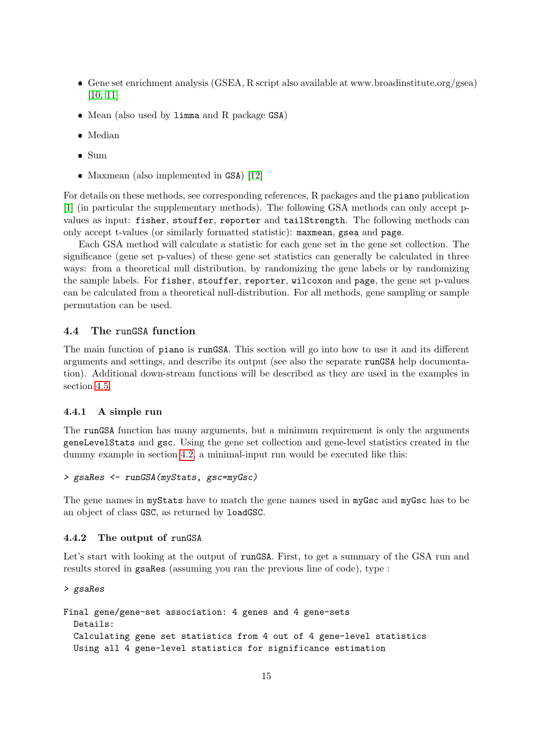- Gene set enrichment analysis (GSEA, R script also available at www.broadinstitute.org/gsea) [10, 11]
- Mean (also used by `limma` and R package `GSA`)
- Median
- Sum
- Maxmean (also implemented in `GSA`) [12]

For details on these methods, see corresponding references, R packages and the `piano` publication [1] (in particular the supplementary methods). The following GSA methods can only accept p-values as input: `fisher`, `stouffer`, `reporter` and `tailStrength`. The following methods can only accept t-values (or similarly formatted statistic): `maxmean`, `gsea` and `page`.

Each GSA method will calculate a statistic for each gene set in the gene set collection. The significance (gene set p-values) of these gene set statistics can generally be calculated in three ways: from a theoretical null distribution, by randomizing the gene labels or by randomizing the sample labels. For `fisher`, `stouffer`, `reporter`, `wilcoxon` and `page`, the gene set p-values can be calculated from a theoretical null-distribution. For all methods, gene sampling or sample permutation can be used.

### 4.4 The `runGSA` function

The main function of `piano` is `runGSA`. This section will go into how to use it and its different arguments and settings, and describe its output (see also the separate `runGSA` help documentation). Additional down-stream functions will be described as they are used in the examples in section 4.5.

#### 4.4.1 A simple run

The `runGSA` function has many arguments, but a minimum requirement is only the arguments `geneLevelStats` and `gsc`. Using the gene set collection and gene-level statistics created in the dummy example in section 4.2, a minimal-input run would be executed like this:

```
> gsaRes <- runGSA(myStats, gsc=myGsc)
```

The gene names in `myStats` have to match the gene names used in `myGsc` and `myGsc` has to be an object of class `GSC`, as returned by `loadGSC`.

#### 4.4.2 The output of `runGSA`

Let's start with looking at the output of `runGSA`. First, to get a summary of the GSA run and results stored in `gsaRes` (assuming you ran the previous line of code), type :

```
> gsaRes

Final gene/gene-set association: 4 genes and 4 gene-sets
  Details:
  Calculating gene set statistics from 4 out of 4 gene-level statistics
  Using all 4 gene-level statistics for significance estimation
```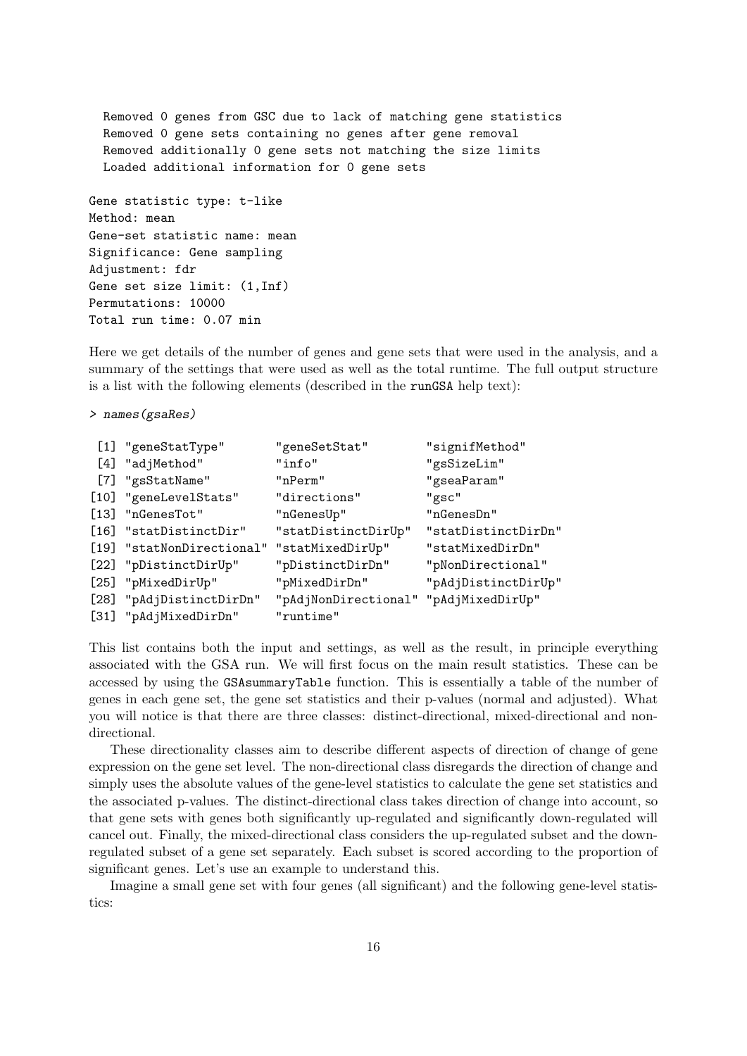```
  Removed 0 genes from GSC due to lack of matching gene statistics
  Removed 0 gene sets containing no genes after gene removal
  Removed additionally 0 gene sets not matching the size limits
  Loaded additional information for 0 gene sets

Gene statistic type: t-like
Method: mean
Gene-set statistic name: mean
Significance: Gene sampling
Adjustment: fdr
Gene set size limit: (1,Inf)
Permutations: 10000
Total run time: 0.07 min
```

Here we get details of the number of genes and gene sets that were used in the analysis, and a summary of the settings that were used as well as the total runtime. The full output structure is a list with the following elements (described in the runGSA help text):

```
> names(gsaRes)

 [1] "geneStatType"        "geneSetStat"         "signifMethod"
 [4] "adjMethod"           "info"                "gsSizeLim"
 [7] "gsStatName"          "nPerm"               "gseaParam"
[10] "geneLevelStats"      "directions"          "gsc"
[13] "nGenesTot"           "nGenesUp"            "nGenesDn"
[16] "statDistinctDir"     "statDistinctDirUp"   "statDistinctDirDn"
[19] "statNonDirectional"  "statMixedDirUp"      "statMixedDirDn"
[22] "pDistinctDirUp"      "pDistinctDirDn"      "pNonDirectional"
[25] "pMixedDirUp"         "pMixedDirDn"         "pAdjDistinctDirUp"
[28] "pAdjDistinctDirDn"   "pAdjNonDirectional"  "pAdjMixedDirUp"
[31] "pAdjMixedDirDn"      "runtime"
```

This list contains both the input and settings, as well as the result, in principle everything associated with the GSA run. We will first focus on the main result statistics. These can be accessed by using the GSAsummaryTable function. This is essentially a table of the number of genes in each gene set, the gene set statistics and their p-values (normal and adjusted). What you will notice is that there are three classes: distinct-directional, mixed-directional and non-directional.

These directionality classes aim to describe different aspects of direction of change of gene expression on the gene set level. The non-directional class disregards the direction of change and simply uses the absolute values of the gene-level statistics to calculate the gene set statistics and the associated p-values. The distinct-directional class takes direction of change into account, so that gene sets with genes both significantly up-regulated and significantly down-regulated will cancel out. Finally, the mixed-directional class considers the up-regulated subset and the down-regulated subset of a gene set separately. Each subset is scored according to the proportion of significant genes. Let's use an example to understand this.

Imagine a small gene set with four genes (all significant) and the following gene-level statistics: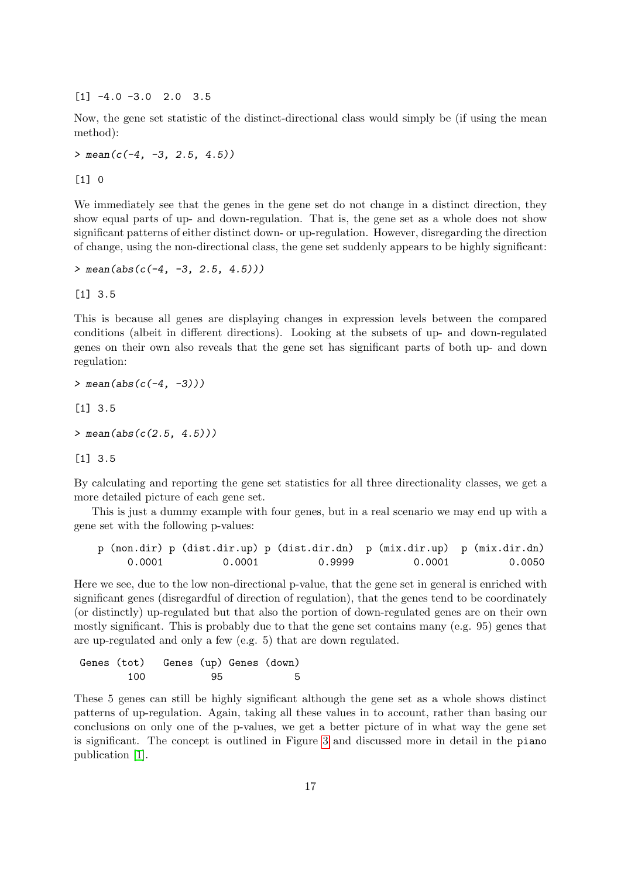```
[1] -4.0 -3.0  2.0  3.5
```

Now, the gene set statistic of the distinct-directional class would simply be (if using the mean method):

```
> mean(c(-4, -3, 2.5, 4.5))
[1] 0
```

We immediately see that the genes in the gene set do not change in a distinct direction, they show equal parts of up- and down-regulation. That is, the gene set as a whole does not show significant patterns of either distinct down- or up-regulation. However, disregarding the direction of change, using the non-directional class, the gene set suddenly appears to be highly significant:

```
> mean(abs(c(-4, -3, 2.5, 4.5)))
[1] 3.5
```

This is because all genes are displaying changes in expression levels between the compared conditions (albeit in different directions). Looking at the subsets of up- and down-regulated genes on their own also reveals that the gene set has significant parts of both up- and down regulation:

```
> mean(abs(c(-4, -3)))
[1] 3.5
```

```
> mean(abs(c(2.5, 4.5)))
[1] 3.5
```

By calculating and reporting the gene set statistics for all three directionality classes, we get a more detailed picture of each gene set.

This is just a dummy example with four genes, but in a real scenario we may end up with a gene set with the following p-values:

```
p (non.dir) p (dist.dir.up) p (dist.dir.dn)  p (mix.dir.up)  p (mix.dir.dn)
     0.0001          0.0001          0.9999          0.0001          0.0050
```

Here we see, due to the low non-directional p-value, that the gene set in general is enriched with significant genes (disregardful of direction of regulation), that the genes tend to be coordinately (or distinctly) up-regulated but that also the portion of down-regulated genes are on their own mostly significant. This is probably due to that the gene set contains many (e.g. 95) genes that are up-regulated and only a few (e.g. 5) that are down regulated.

```
Genes (tot)   Genes (up) Genes (down)
        100           95            5
```

These 5 genes can still be highly significant although the gene set as a whole shows distinct patterns of up-regulation. Again, taking all these values in to account, rather than basing our conclusions on only one of the p-values, we get a better picture of in what way the gene set is significant. The concept is outlined in Figure 3 and discussed more in detail in the `piano` publication [1].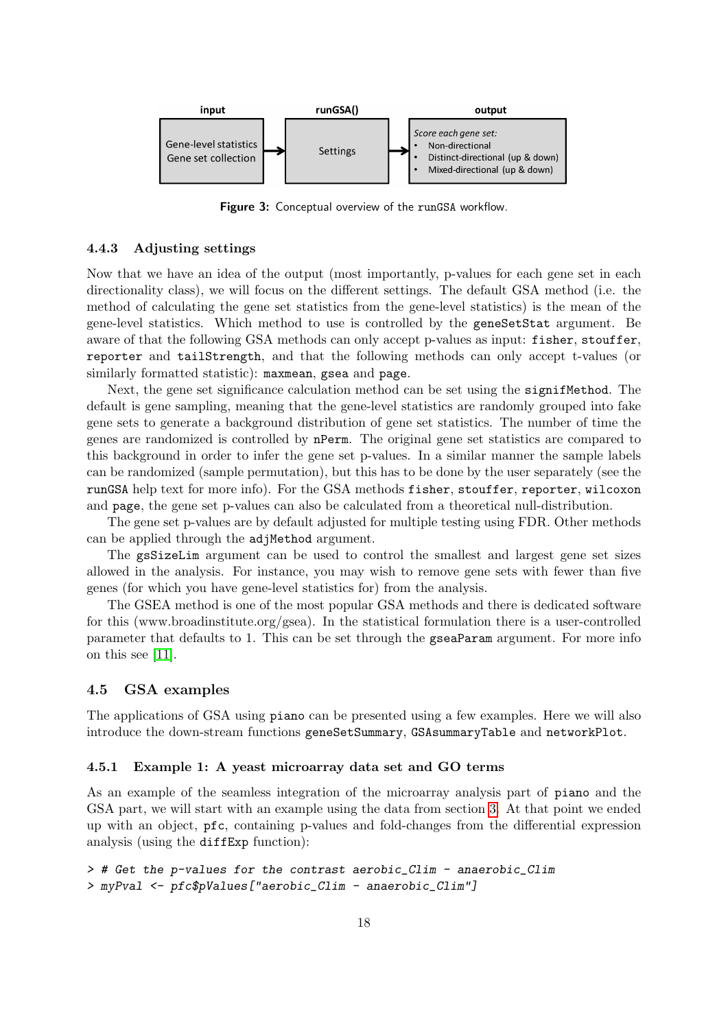input

Gene-level statistics
Gene set collection

runGSA()

Settings

output

*Score each gene set:*
- Non-directional
- Distinct-directional (up & down)
- Mixed-directional (up & down)

**Figure 3:** Conceptual overview of the runGSA workflow.

### 4.4.3 Adjusting settings

Now that we have an idea of the output (most importantly, p-values for each gene set in each directionality class), we will focus on the different settings. The default GSA method (i.e. the method of calculating the gene set statistics from the gene-level statistics) is the mean of the gene-level statistics. Which method to use is controlled by the `geneSetStat` argument. Be aware of that the following GSA methods can only accept p-values as input: `fisher`, `stouffer`, `reporter` and `tailStrength`, and that the following methods can only accept t-values (or similarly formatted statistic): `maxmean`, `gsea` and `page`.

Next, the gene set significance calculation method can be set using the `signifMethod`. The default is gene sampling, meaning that the gene-level statistics are randomly grouped into fake gene sets to generate a background distribution of gene set statistics. The number of time the genes are randomized is controlled by `nPerm`. The original gene set statistics are compared to this background in order to infer the gene set p-values. In a similar manner the sample labels can be randomized (sample permutation), but this has to be done by the user separately (see the `runGSA` help text for more info). For the GSA methods `fisher`, `stouffer`, `reporter`, `wilcoxon` and `page`, the gene set p-values can also be calculated from a theoretical null-distribution.

The gene set p-values are by default adjusted for multiple testing using FDR. Other methods can be applied through the `adjMethod` argument.

The `gsSizeLim` argument can be used to control the smallest and largest gene set sizes allowed in the analysis. For instance, you may wish to remove gene sets with fewer than five genes (for which you have gene-level statistics for) from the analysis.

The GSEA method is one of the most popular GSA methods and there is dedicated software for this (www.broadinstitute.org/gsea). In the statistical formulation there is a user-controlled parameter that defaults to 1. This can be set through the `gseaParam` argument. For more info on this see [11].

## 4.5 GSA examples

The applications of GSA using `piano` can be presented using a few examples. Here we will also introduce the down-stream functions `geneSetSummary`, `GSAsummaryTable` and `networkPlot`.

### 4.5.1 Example 1: A yeast microarray data set and GO terms

As an example of the seamless integration of the microarray analysis part of `piano` and the GSA part, we will start with an example using the data from section 3. At that point we ended up with an object, `pfc`, containing p-values and fold-changes from the differential expression analysis (using the `diffExp` function):

```
> # Get the p-values for the contrast aerobic_Clim - anaerobic_Clim
> myPval <- pfc$pValues["aerobic_Clim - anaerobic_Clim"]
```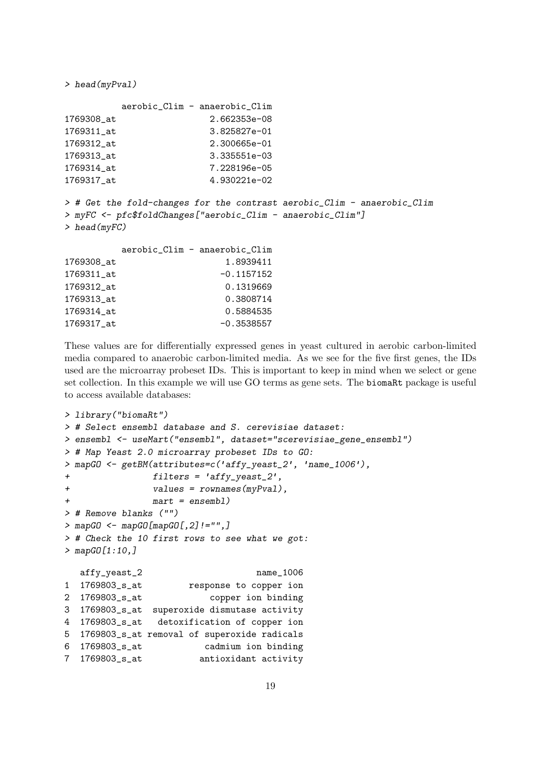```
> head(myPval)

           aerobic_Clim - anaerobic_Clim
1769308_at                  2.662353e-08
1769311_at                  3.825827e-01
1769312_at                  2.300665e-01
1769313_at                  3.335551e-03
1769314_at                  7.228196e-05
1769317_at                  4.930221e-02

> # Get the fold-changes for the contrast aerobic_Clim - anaerobic_Clim
> myFC <- pfc$foldChanges["aerobic_Clim - anaerobic_Clim"]
> head(myFC)

           aerobic_Clim - anaerobic_Clim
1769308_at                     1.8939411
1769311_at                    -0.1157152
1769312_at                     0.1319669
1769313_at                     0.3808714
1769314_at                     0.5884535
1769317_at                    -0.3538557
```

These values are for differentially expressed genes in yeast cultured in aerobic carbon-limited media compared to anaerobic carbon-limited media. As we see for the five first genes, the IDs used are the microarray probeset IDs. This is important to keep in mind when we select or gene set collection. In this example we will use GO terms as gene sets. The biomaRt package is useful to access available databases:

```
> library("biomaRt")
> # Select ensembl database and S. cerevisiae dataset:
> ensembl <- useMart("ensembl", dataset="scerevisiae_gene_ensembl")
> # Map Yeast 2.0 microarray probeset IDs to GO:
> mapGO <- getBM(attributes=c('affy_yeast_2', 'name_1006'),
+                filters = 'affy_yeast_2',
+                values = rownames(myPval),
+                mart = ensembl)
> # Remove blanks ("")
> mapGO <- mapGO[mapGO[,2]!="",]
> # Check the 10 first rows to see what we got:
> mapGO[1:10,]

   affy_yeast_2                    name_1006
1  1769803_s_at         response to copper ion
2  1769803_s_at             copper ion binding
3  1769803_s_at  superoxide dismutase activity
4  1769803_s_at   detoxification of copper ion
5  1769803_s_at removal of superoxide radicals
6  1769803_s_at            cadmium ion binding
7  1769803_s_at           antioxidant activity
```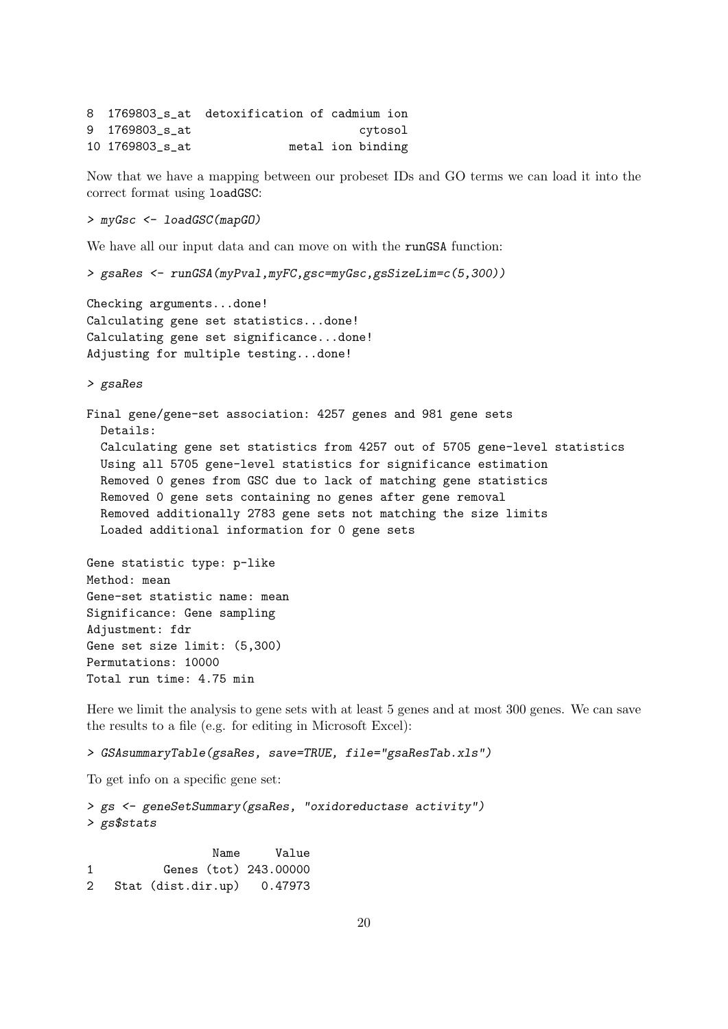```
8  1769803_s_at  detoxification of cadmium ion
9  1769803_s_at                        cytosol
10 1769803_s_at              metal ion binding
```

Now that we have a mapping between our probeset IDs and GO terms we can load it into the correct format using `loadGSC`:

```
> myGsc <- loadGSC(mapGO)
```

We have all our input data and can move on with the `runGSA` function:

```
> gsaRes <- runGSA(myPval,myFC,gsc=myGsc,gsSizeLim=c(5,300))

Checking arguments...done!
Calculating gene set statistics...done!
Calculating gene set significance...done!
Adjusting for multiple testing...done!

> gsaRes

Final gene/gene-set association: 4257 genes and 981 gene sets
  Details:
  Calculating gene set statistics from 4257 out of 5705 gene-level statistics
  Using all 5705 gene-level statistics for significance estimation
  Removed 0 genes from GSC due to lack of matching gene statistics
  Removed 0 gene sets containing no genes after gene removal
  Removed additionally 2783 gene sets not matching the size limits
  Loaded additional information for 0 gene sets

Gene statistic type: p-like
Method: mean
Gene-set statistic name: mean
Significance: Gene sampling
Adjustment: fdr
Gene set size limit: (5,300)
Permutations: 10000
Total run time: 4.75 min
```

Here we limit the analysis to gene sets with at least 5 genes and at most 300 genes. We can save the results to a file (e.g. for editing in Microsoft Excel):

```
> GSAsummaryTable(gsaRes, save=TRUE, file="gsaResTab.xls")
```

To get info on a specific gene set:

```
> gs <- geneSetSummary(gsaRes, "oxidoreductase activity")
> gs$stats

                Name     Value
1         Genes (tot) 243.00000
2   Stat (dist.dir.up)   0.47973
```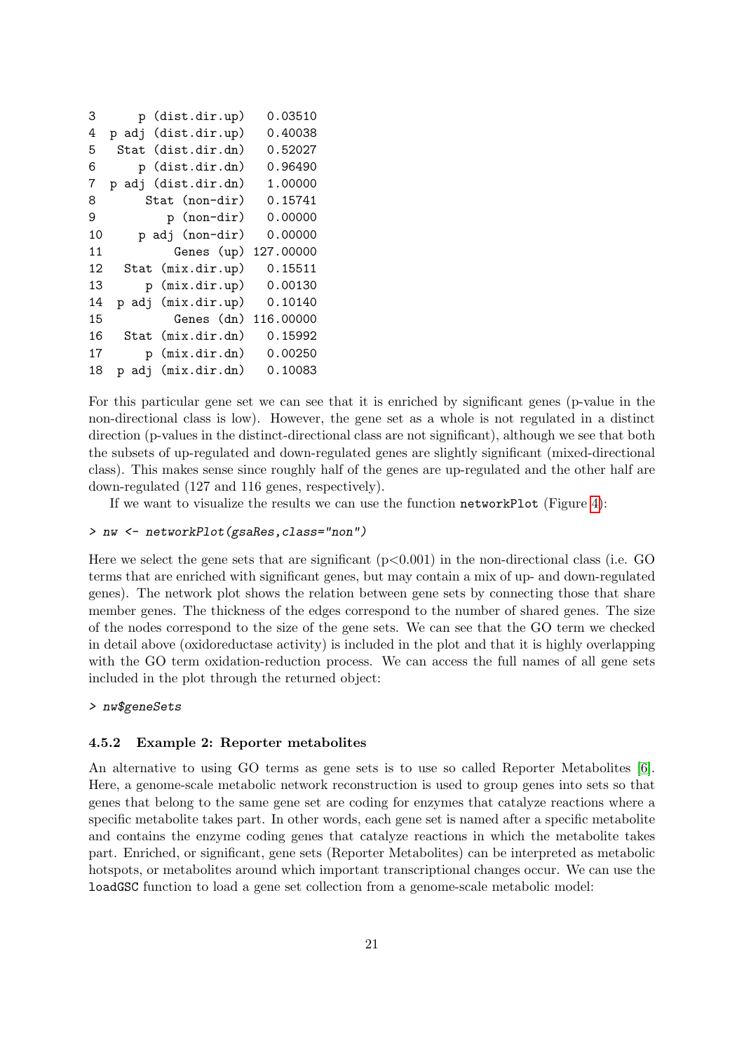```
3       p (dist.dir.up)   0.03510
4   p adj (dist.dir.up)   0.40038
5    Stat (dist.dir.dn)   0.52027
6       p (dist.dir.dn)   0.96490
7   p adj (dist.dir.dn)   1.00000
8        Stat (non-dir)   0.15741
9           p (non-dir)   0.00000
10      p adj (non-dir)   0.00000
11           Genes (up) 127.00000
12    Stat (mix.dir.up)   0.15511
13       p (mix.dir.up)   0.00130
14   p adj (mix.dir.up)   0.10140
15           Genes (dn) 116.00000
16    Stat (mix.dir.dn)   0.15992
17       p (mix.dir.dn)   0.00250
18   p adj (mix.dir.dn)   0.10083
```

For this particular gene set we can see that it is enriched by significant genes (p-value in the non-directional class is low). However, the gene set as a whole is not regulated in a distinct direction (p-values in the distinct-directional class are not significant), although we see that both the subsets of up-regulated and down-regulated genes are slightly significant (mixed-directional class). This makes sense since roughly half of the genes are up-regulated and the other half are down-regulated (127 and 116 genes, respectively).

If we want to visualize the results we can use the function `networkPlot` (Figure 4):

```
> nw <- networkPlot(gsaRes,class="non")
```

Here we select the gene sets that are significant ($p<0.001$) in the non-directional class (i.e. GO terms that are enriched with significant genes, but may contain a mix of up- and down-regulated genes). The network plot shows the relation between gene sets by connecting those that share member genes. The thickness of the edges correspond to the number of shared genes. The size of the nodes correspond to the size of the gene sets. We can see that the GO term we checked in detail above (oxidoreductase activity) is included in the plot and that it is highly overlapping with the GO term oxidation-reduction process. We can access the full names of all gene sets included in the plot through the returned object:

```
> nw$geneSets
```

### 4.5.2 Example 2: Reporter metabolites

An alternative to using GO terms as gene sets is to use so called Reporter Metabolites [6]. Here, a genome-scale metabolic network reconstruction is used to group genes into sets so that genes that belong to the same gene set are coding for enzymes that catalyze reactions where a specific metabolite takes part. In other words, each gene set is named after a specific metabolite and contains the enzyme coding genes that catalyze reactions in which the metabolite takes part. Enriched, or significant, gene sets (Reporter Metabolites) can be interpreted as metabolic hotspots, or metabolites around which important transcriptional changes occur. We can use the `loadGSC` function to load a gene set collection from a genome-scale metabolic model: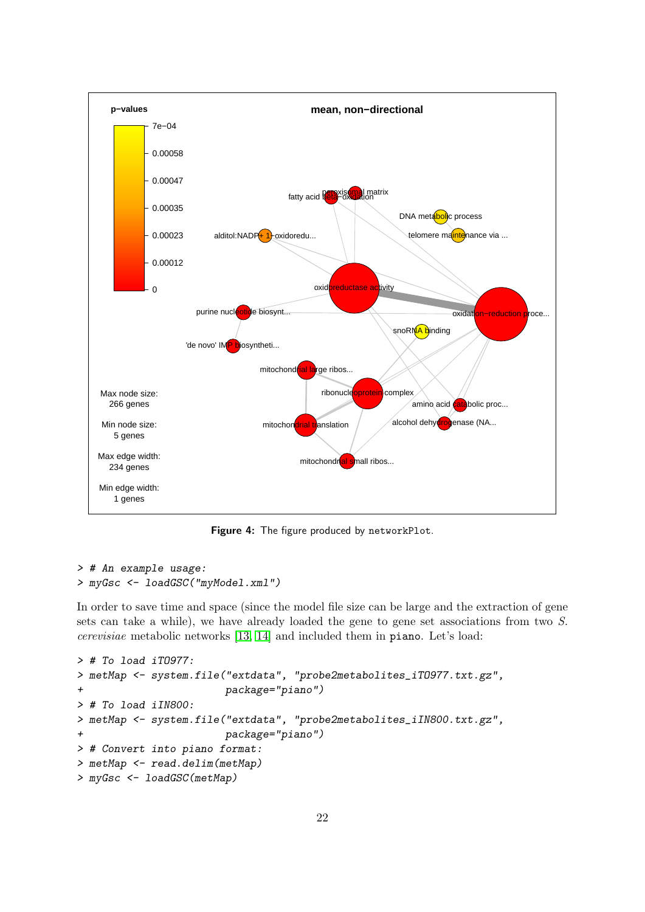mean, non−directional

p−values
7e−04
0.00058
0.00047
0.00035
0.00023
0.00012
0

fatty acid beta−oxidation
peroxisomal matrix
DNA metabolic process
telomere maintenance via ...
alditol:NADP+ 1−oxidoredu...
oxidoreductase activity
oxidation−reduction proce...
purine nucleotide biosynt...
snoRNA binding
'de novo' IMP biosyntheti...
mitochondrial large ribos...
ribonucleoprotein complex
amino acid catabolic proc...
mitochondrial translation
alcohol dehydrogenase (NA...
mitochondrial small ribos...

Max node size:
266 genes

Min node size:
5 genes

Max edge width:
234 genes

Min edge width:
1 genes

**Figure 4:** The figure produced by `networkPlot`.

```
> # An example usage:
> myGsc <- loadGSC("myModel.xml")
```

In order to save time and space (since the model file size can be large and the extraction of gene sets can take a while), we have already loaded the gene to gene set associations from two *S. cerevisiae* metabolic networks [13, 14] and included them in `piano`. Let's load:

```
> # To load iTO977:
> metMap <- system.file("extdata", "probe2metabolites_iTO977.txt.gz",
+                       package="piano")
> # To load iIN800:
> metMap <- system.file("extdata", "probe2metabolites_iIN800.txt.gz",
+                       package="piano")
> # Convert into piano format:
> metMap <- read.delim(metMap)
> myGsc <- loadGSC(metMap)
```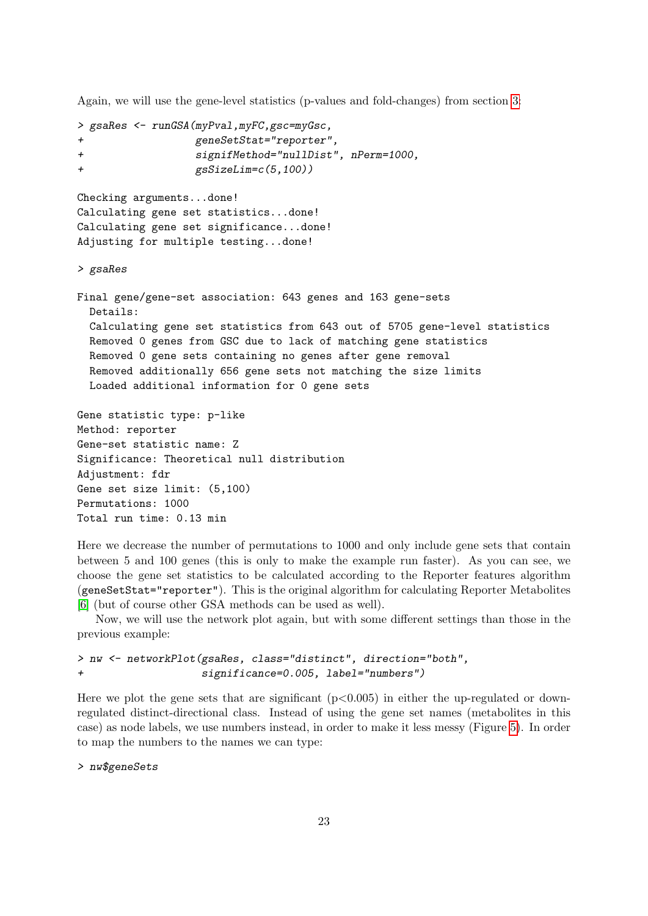Again, we will use the gene-level statistics (p-values and fold-changes) from section 3:

```
> gsaRes <- runGSA(myPval,myFC,gsc=myGsc,
+                  geneSetStat="reporter",
+                  signifMethod="nullDist", nPerm=1000,
+                  gsSizeLim=c(5,100))

Checking arguments...done!
Calculating gene set statistics...done!
Calculating gene set significance...done!
Adjusting for multiple testing...done!

> gsaRes

Final gene/gene-set association: 643 genes and 163 gene-sets
  Details:
  Calculating gene set statistics from 643 out of 5705 gene-level statistics
  Removed 0 genes from GSC due to lack of matching gene statistics
  Removed 0 gene sets containing no genes after gene removal
  Removed additionally 656 gene sets not matching the size limits
  Loaded additional information for 0 gene sets

Gene statistic type: p-like
Method: reporter
Gene-set statistic name: Z
Significance: Theoretical null distribution
Adjustment: fdr
Gene set size limit: (5,100)
Permutations: 1000
Total run time: 0.13 min
```

Here we decrease the number of permutations to 1000 and only include gene sets that contain between 5 and 100 genes (this is only to make the example run faster). As you can see, we choose the gene set statistics to be calculated according to the Reporter features algorithm (geneSetStat="reporter"). This is the original algorithm for calculating Reporter Metabolites [6] (but of course other GSA methods can be used as well).

Now, we will use the network plot again, but with some different settings than those in the previous example:

```
> nw <- networkPlot(gsaRes, class="distinct", direction="both",
+                   significance=0.005, label="numbers")
```

Here we plot the gene sets that are significant ($p<0.005$) in either the up-regulated or down-regulated distinct-directional class. Instead of using the gene set names (metabolites in this case) as node labels, we use numbers instead, in order to make it less messy (Figure 5). In order to map the numbers to the names we can type:

```
> nw$geneSets
```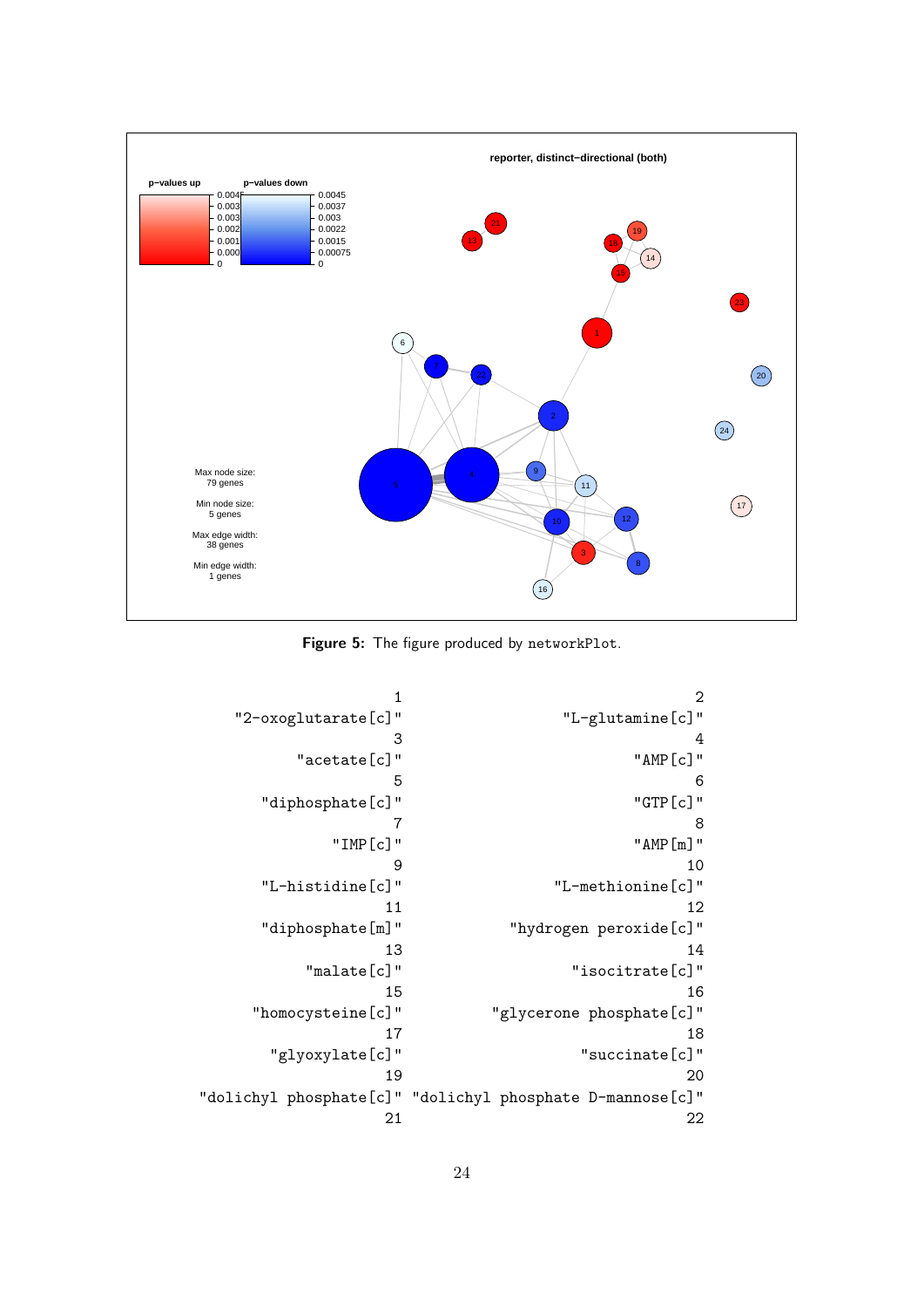reporter, distinct−directional (both)

p−values up
0.004
0.003
0.003
0.002
0.001
0.000
0

p−values down
0.0045
0.0037
0.003
0.0022
0.0015
0.00075
0

Max node size:
79 genes

Min node size:
5 genes

Max edge width:
38 genes

Min edge width:
1 genes

1 2 3 4 5 6 7 8 9 10 11 12 13 14 15 16 17 18 19 20 21 22 23 24

**Figure 5:** The figure produced by `networkPlot`.

```
                       1                                 2
    "2-oxoglutarate[c]"                    "L-glutamine[c]"
                       3                                 4
           "acetate[c]"                            "AMP[c]"
                       5                                 6
       "diphosphate[c]"                            "GTP[c]"
                       7                                 8
               "IMP[c]"                            "AMP[m]"
                       9                                10
       "L-histidine[c]"                   "L-methionine[c]"
                      11                                12
       "diphosphate[m]"              "hydrogen peroxide[c]"
                      13                                14
            "malate[c]"                      "isocitrate[c]"
                      15                                16
        "homocysteine[c]"            "glycerone phosphate[c]"
                      17                                18
          "glyoxylate[c]"                     "succinate[c]"
                      19                                20
"dolichyl phosphate[c]" "dolichyl phosphate D-mannose[c]"
                      21                                22
```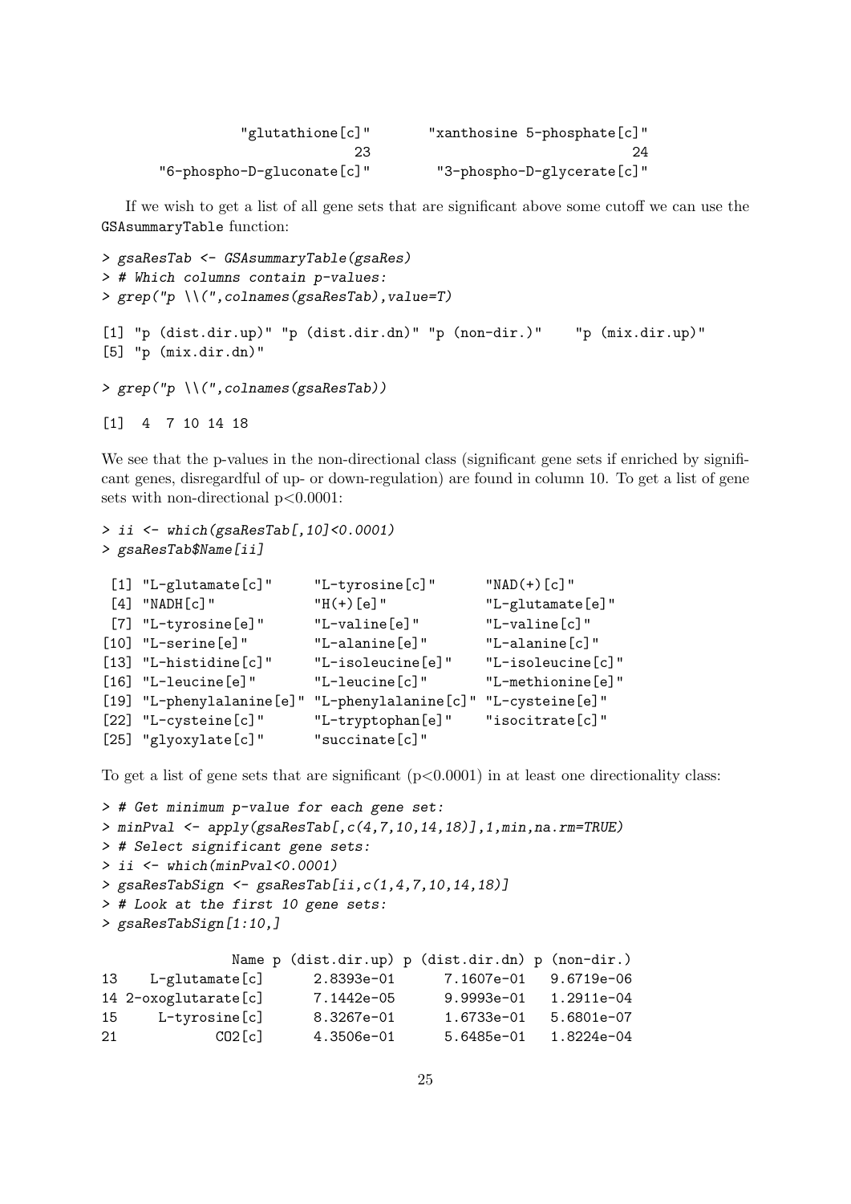```
          "glutathione[c]"      "xanthosine 5-phosphate[c]" 
                         23                              24 
"6-phospho-D-gluconate[c]"       "3-phospho-D-glycerate[c]" 
```

If we wish to get a list of all gene sets that are significant above some cutoff we can use the GSAsummaryTable function:

```
> gsaResTab <- GSAsummaryTable(gsaRes)
> # Which columns contain p-values:
> grep("p \\(",colnames(gsaResTab),value=T)

[1] "p (dist.dir.up)" "p (dist.dir.dn)" "p (non-dir.)"    "p (mix.dir.up)" 
[5] "p (mix.dir.dn)" 

> grep("p \\(",colnames(gsaResTab))

[1]  4  7 10 14 18
```

We see that the p-values in the non-directional class (significant gene sets if enriched by significant genes, disregardful of up- or down-regulation) are found in column 10. To get a list of gene sets with non-directional p<0.0001:

```
> ii <- which(gsaResTab[,10]<0.0001)
> gsaResTab$Name[ii]

 [1] "L-glutamate[c]"      "L-tyrosine[c]"       "NAD(+)[c]"          
 [4] "NADH[c]"             "H(+)[e]"             "L-glutamate[e]"     
 [7] "L-tyrosine[e]"       "L-valine[e]"         "L-valine[c]"        
[10] "L-serine[e]"         "L-alanine[e]"        "L-alanine[c]"       
[13] "L-histidine[c]"      "L-isoleucine[e]"     "L-isoleucine[c]"    
[16] "L-leucine[e]"        "L-leucine[c]"        "L-methionine[e]"    
[19] "L-phenylalanine[e]" "L-phenylalanine[c]" "L-cysteine[e]"      
[22] "L-cysteine[c]"       "L-tryptophan[e]"     "isocitrate[c]"      
[25] "glyoxylate[c]"       "succinate[c]"       
```

To get a list of gene sets that are significant (p<0.0001) in at least one directionality class:

```
> # Get minimum p-value for each gene set:
> minPval <- apply(gsaResTab[,c(4,7,10,14,18)],1,min,na.rm=TRUE)
> # Select significant gene sets:
> ii <- which(minPval<0.0001)
> gsaResTabSign <- gsaResTab[ii,c(1,4,7,10,14,18)]
> # Look at the first 10 gene sets:
> gsaResTabSign[1:10,]

                Name p (dist.dir.up) p (dist.dir.dn) p (non-dir.)
13    L-glutamate[c]      2.8393e-01      7.1607e-01   9.6719e-06
14 2-oxoglutarate[c]      7.1442e-05      9.9993e-01   1.2911e-04
15     L-tyrosine[c]      8.3267e-01      1.6733e-01   5.6801e-07
21            CO2[c]      4.3506e-01      5.6485e-01   1.8224e-04
```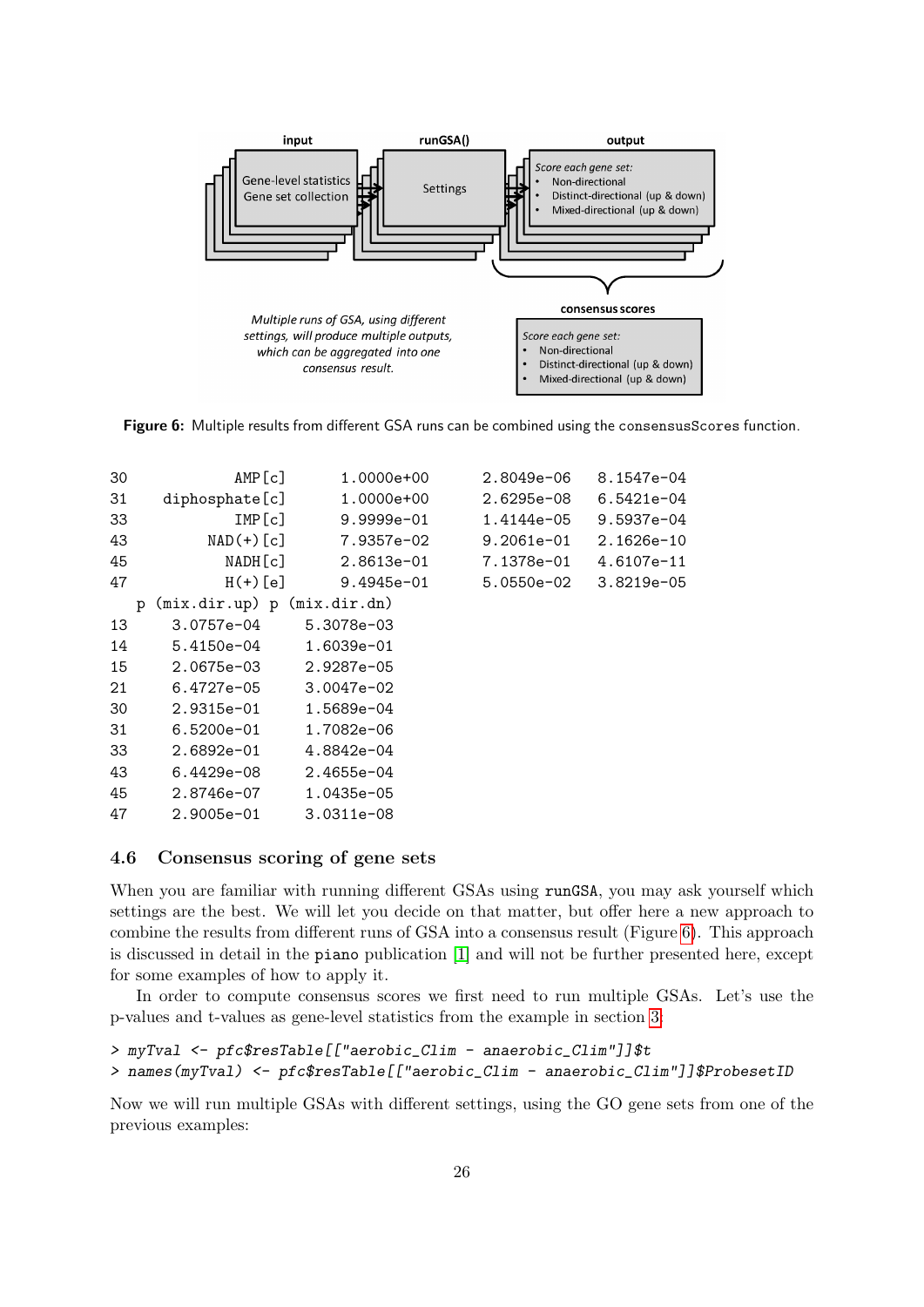input

runGSA()

output

Gene-level statistics
Gene set collection

Settings

Score each gene set:
- Non-directional
- Distinct-directional (up & down)
- Mixed-directional (up & down)

consensus scores

Multiple runs of GSA, using different settings, will produce multiple outputs, which can be aggregated into one consensus result.

Score each gene set:
- Non-directional
- Distinct-directional (up & down)
- Mixed-directional (up & down)

**Figure 6:** Multiple results from different GSA runs can be combined using the consensusScores function.

```
30            AMP[c]      1.0000e+00      2.8049e-06   8.1547e-04
31     diphosphate[c]     1.0000e+00      2.6295e-08   6.5421e-04
33            IMP[c]      9.9999e-01      1.4144e-05   9.5937e-04
43         NAD(+)[c]      7.9357e-02      9.2061e-01   2.1626e-10
45           NADH[c]      2.8613e-01      7.1378e-01   4.6107e-11
47           H(+)[e]      9.4945e-01      5.0550e-02   3.8219e-05
   p (mix.dir.up) p (mix.dir.dn)
13      3.0757e-04     5.3078e-03
14      5.4150e-04     1.6039e-01
15      2.0675e-03     2.9287e-05
21      6.4727e-05     3.0047e-02
30      2.9315e-01     1.5689e-04
31      6.5200e-01     1.7082e-06
33      2.6892e-01     4.8842e-04
43      6.4429e-08     2.4655e-04
45      2.8746e-07     1.0435e-05
47      2.9005e-01     3.0311e-08
```

### 4.6 Consensus scoring of gene sets

When you are familiar with running different GSAs using **runGSA**, you may ask yourself which settings are the best. We will let you decide on that matter, but offer here a new approach to combine the results from different runs of GSA into a consensus result (Figure 6). This approach is discussed in detail in the **piano** publication [1] and will not be further presented here, except for some examples of how to apply it.

In order to compute consensus scores we first need to run multiple GSAs. Let's use the p-values and t-values as gene-level statistics from the example in section 3:

```
> myTval <- pfc$resTable[["aerobic_Clim - anaerobic_Clim"]]$t
> names(myTval) <- pfc$resTable[["aerobic_Clim - anaerobic_Clim"]]$ProbesetID
```

Now we will run multiple GSAs with different settings, using the GO gene sets from one of the previous examples: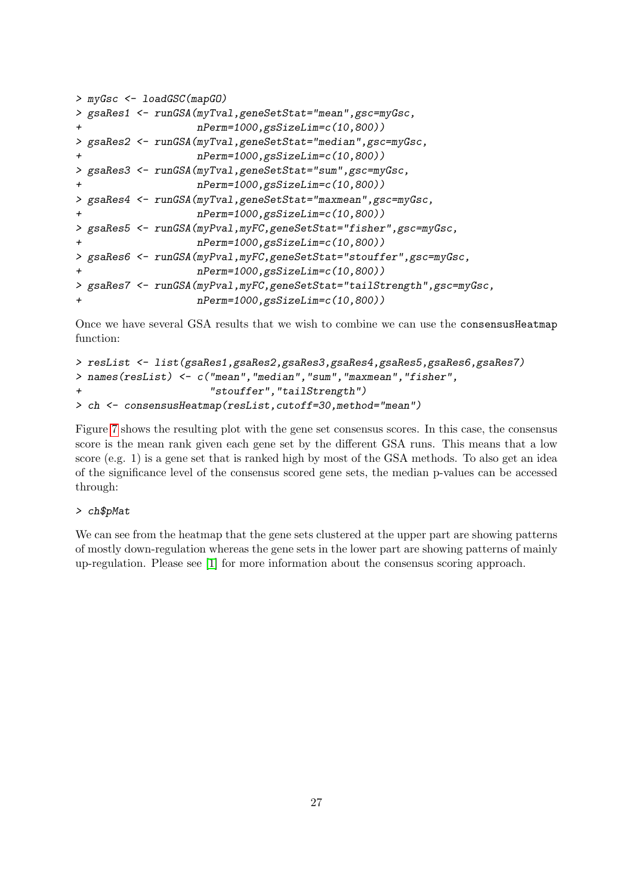```
> myGsc <- loadGSC(mapGO)
> gsaRes1 <- runGSA(myTval,geneSetStat="mean",gsc=myGsc,
+                   nPerm=1000,gsSizeLim=c(10,800))
> gsaRes2 <- runGSA(myTval,geneSetStat="median",gsc=myGsc,
+                   nPerm=1000,gsSizeLim=c(10,800))
> gsaRes3 <- runGSA(myTval,geneSetStat="sum",gsc=myGsc,
+                   nPerm=1000,gsSizeLim=c(10,800))
> gsaRes4 <- runGSA(myTval,geneSetStat="maxmean",gsc=myGsc,
+                   nPerm=1000,gsSizeLim=c(10,800))
> gsaRes5 <- runGSA(myPval,myFC,geneSetStat="fisher",gsc=myGsc,
+                   nPerm=1000,gsSizeLim=c(10,800))
> gsaRes6 <- runGSA(myPval,myFC,geneSetStat="stouffer",gsc=myGsc,
+                   nPerm=1000,gsSizeLim=c(10,800))
> gsaRes7 <- runGSA(myPval,myFC,geneSetStat="tailStrength",gsc=myGsc,
+                   nPerm=1000,gsSizeLim=c(10,800))
```

Once we have several GSA results that we wish to combine we can use the `consensusHeatmap` function:

```
> resList <- list(gsaRes1,gsaRes2,gsaRes3,gsaRes4,gsaRes5,gsaRes6,gsaRes7)
> names(resList) <- c("mean","median","sum","maxmean","fisher",
+                     "stouffer","tailStrength")
> ch <- consensusHeatmap(resList,cutoff=30,method="mean")
```

Figure 7 shows the resulting plot with the gene set consensus scores. In this case, the consensus score is the mean rank given each gene set by the different GSA runs. This means that a low score (e.g. 1) is a gene set that is ranked high by most of the GSA methods. To also get an idea of the significance level of the consensus scored gene sets, the median p-values can be accessed through:

```
> ch$pMat
```

We can see from the heatmap that the gene sets clustered at the upper part are showing patterns of mostly down-regulation whereas the gene sets in the lower part are showing patterns of mainly up-regulation. Please see [1] for more information about the consensus scoring approach.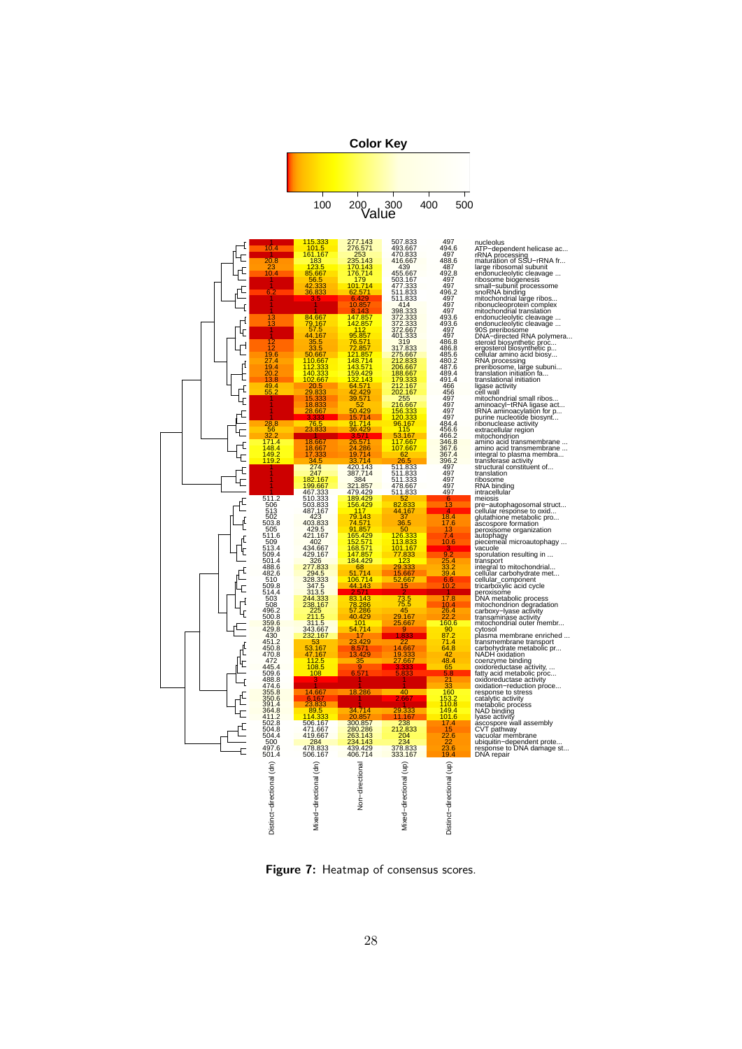Color Key

100 200 300 400 500

Value

nucleolus
ATP−dependent helicase ac...
rRNA processing
maturation of SSU−rRNA fr...
large ribosomal subunit
endonucleolytic cleavage ...
ribosome biogenesis
small−subunit processome
snoRNA binding
mitochondrial large ribos...
ribonucleoprotein complex
mitochondrial translation
endonucleolytic cleavage ...
endonucleolytic cleavage ...
90S preribosome
DNA−directed RNA polymera...
steroid biosynthetic proc...
ergosterol biosynthetic p...
cellular amino acid biosy...
RNA processing
preribosome, large subuni...
translation initiation fa...
translational initiation
ligase activity
cell wall
mitochondrial small ribos...
aminoacyl−tRNA ligase act...
tRNA aminoacylation for p...
purine nucleotide biosynt...
ribonuclease activity
extracellular region
mitochondrion
amino acid transmembrane ...
amino acid transmembrane ...
integral to plasma membra...
transferase activity
structural constituent of...
translation
ribosome
RNA binding
intracellular
meiosis
pre−autophagosomal struct...
cellular response to oxid...
glutathione metabolic pro...
ascospore formation
peroxisome organization
autophagy
piecemeal microautophagy ...
vacuole
sporulation resulting in ...
transport
integral to mitochondrial...
cellular carbohydrate met...
cellular_component
tricarboxylic acid cycle
peroxisome
DNA metabolic process
mitochondrion degradation
carboxy−lyase activity
transaminase activity
mitochondrial outer membr...
cytosol
plasma membrane enriched ...
transmembrane transport
carbohydrate metabolic pr...
NADH oxidation
coenzyme binding
oxidoreductase activity, ...
fatty acid metabolic proc...
oxidoreductase activity
oxidation−reduction proce...
response to stress
catalytic activity
metabolic process
NAD binding
lyase activity
ascospore wall assembly
CVT pathway
vacuolar membrane
ubiquitin−dependent prote...
response to DNA damage st...
DNA repair

Distinct−directional (dn)
Mixed−directional (dn)
Non−directional
Mixed−directional (up)
Distinct−directional (up)

**Figure 7:** Heatmap of consensus scores.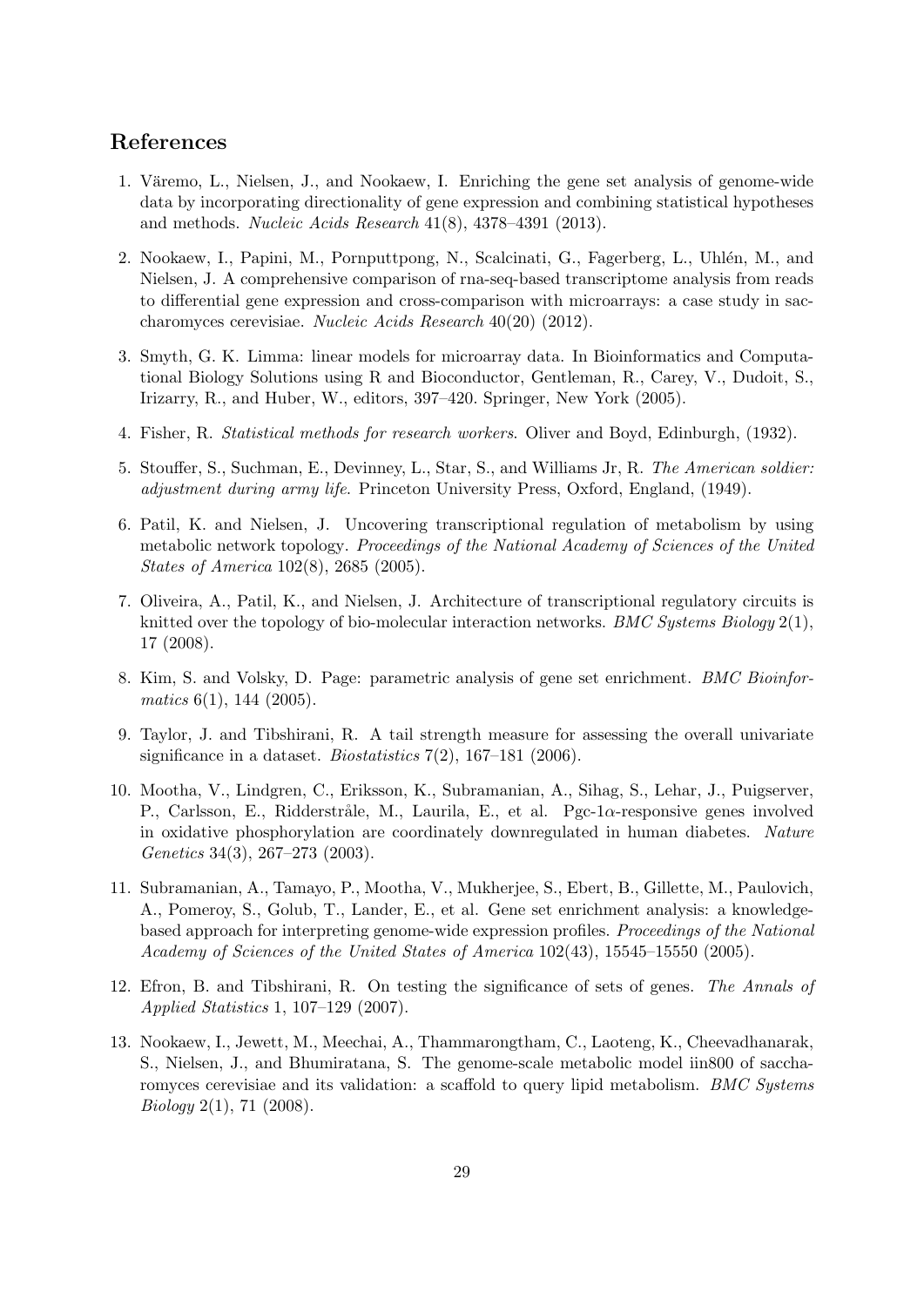## References

1. Väremo, L., Nielsen, J., and Nookaew, I. Enriching the gene set analysis of genome-wide data by incorporating directionality of gene expression and combining statistical hypotheses and methods. *Nucleic Acids Research* 41(8), 4378–4391 (2013).
2. Nookaew, I., Papini, M., Pornputtpong, N., Scalcinati, G., Fagerberg, L., Uhlén, M., and Nielsen, J. A comprehensive comparison of rna-seq-based transcriptome analysis from reads to differential gene expression and cross-comparison with microarrays: a case study in saccharomyces cerevisiae. *Nucleic Acids Research* 40(20) (2012).
3. Smyth, G. K. Limma: linear models for microarray data. In Bioinformatics and Computational Biology Solutions using R and Bioconductor, Gentleman, R., Carey, V., Dudoit, S., Irizarry, R., and Huber, W., editors, 397–420. Springer, New York (2005).
4. Fisher, R. *Statistical methods for research workers*. Oliver and Boyd, Edinburgh, (1932).
5. Stouffer, S., Suchman, E., Devinney, L., Star, S., and Williams Jr, R. *The American soldier: adjustment during army life*. Princeton University Press, Oxford, England, (1949).
6. Patil, K. and Nielsen, J. Uncovering transcriptional regulation of metabolism by using metabolic network topology. *Proceedings of the National Academy of Sciences of the United States of America* 102(8), 2685 (2005).
7. Oliveira, A., Patil, K., and Nielsen, J. Architecture of transcriptional regulatory circuits is knitted over the topology of bio-molecular interaction networks. *BMC Systems Biology* 2(1), 17 (2008).
8. Kim, S. and Volsky, D. Page: parametric analysis of gene set enrichment. *BMC Bioinformatics* 6(1), 144 (2005).
9. Taylor, J. and Tibshirani, R. A tail strength measure for assessing the overall univariate significance in a dataset. *Biostatistics* 7(2), 167–181 (2006).
10. Mootha, V., Lindgren, C., Eriksson, K., Subramanian, A., Sihag, S., Lehar, J., Puigserver, P., Carlsson, E., Ridderstråle, M., Laurila, E., et al. Pgc-1$\alpha$-responsive genes involved in oxidative phosphorylation are coordinately downregulated in human diabetes. *Nature Genetics* 34(3), 267–273 (2003).
11. Subramanian, A., Tamayo, P., Mootha, V., Mukherjee, S., Ebert, B., Gillette, M., Paulovich, A., Pomeroy, S., Golub, T., Lander, E., et al. Gene set enrichment analysis: a knowledge-based approach for interpreting genome-wide expression profiles. *Proceedings of the National Academy of Sciences of the United States of America* 102(43), 15545–15550 (2005).
12. Efron, B. and Tibshirani, R. On testing the significance of sets of genes. *The Annals of Applied Statistics* 1, 107–129 (2007).
13. Nookaew, I., Jewett, M., Meechai, A., Thammarongtham, C., Laoteng, K., Cheevadhanarak, S., Nielsen, J., and Bhumiratana, S. The genome-scale metabolic model iin800 of saccharomyces cerevisiae and its validation: a scaffold to query lipid metabolism. *BMC Systems Biology* 2(1), 71 (2008).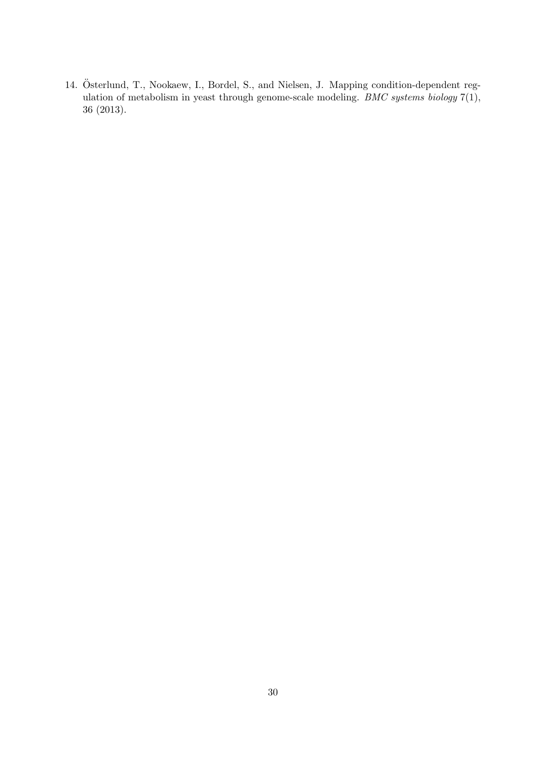14. Österlund, T., Nookaew, I., Bordel, S., and Nielsen, J. Mapping condition-dependent regulation of metabolism in yeast through genome-scale modeling. *BMC systems biology* 7(1), 36 (2013).